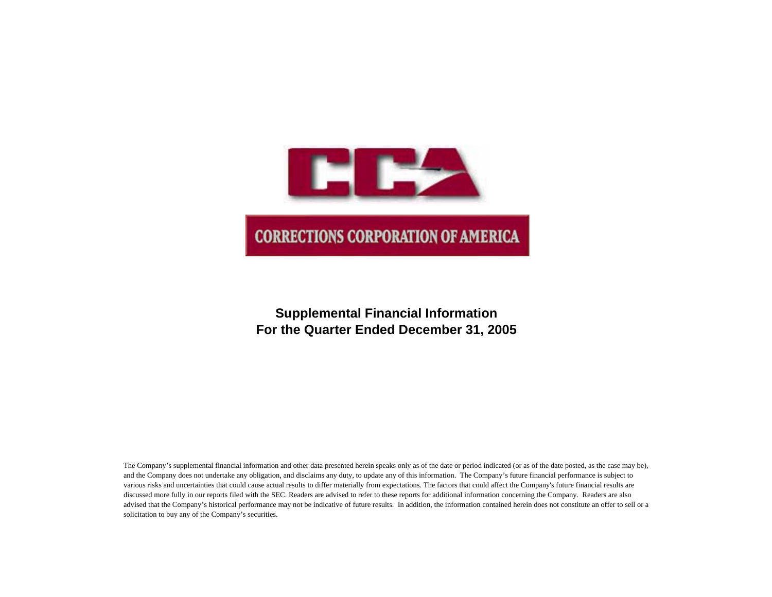CCA

CORRECTIONS CORPORATION OF AMERICA

# Supplemental Financial Information
# For the Quarter Ended December 31, 2005

The Company's supplemental financial information and other data presented herein speaks only as of the date or period indicated (or as of the date posted, as the case may be), and the Company does not undertake any obligation, and disclaims any duty, to update any of this information. The Company's future financial performance is subject to various risks and uncertainties that could cause actual results to differ materially from expectations. The factors that could affect the Company's future financial results are discussed more fully in our reports filed with the SEC. Readers are advised to refer to these reports for additional information concerning the Company. Readers are also advised that the Company's historical performance may not be indicative of future results. In addition, the information contained herein does not constitute an offer to sell or a solicitation to buy any of the Company's securities.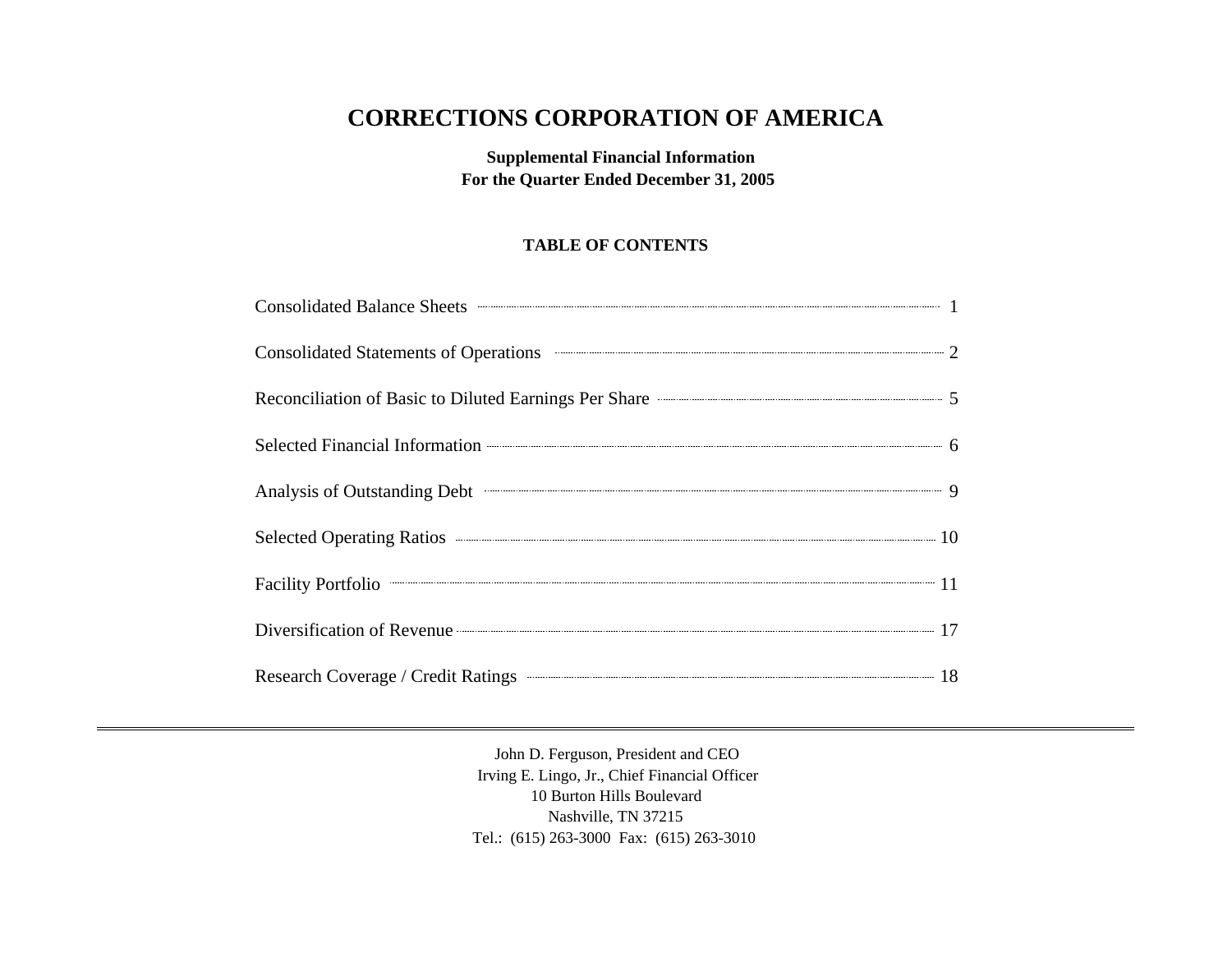# CORRECTIONS CORPORATION OF AMERICA

**Supplemental Financial Information**
**For the Quarter Ended December 31, 2005**

**TABLE OF CONTENTS**

| | |
|---|---|
| Consolidated Balance Sheets | 1 |
| Consolidated Statements of Operations | 2 |
| Reconciliation of Basic to Diluted Earnings Per Share | 5 |
| Selected Financial Information | 6 |
| Analysis of Outstanding Debt | 9 |
| Selected Operating Ratios | 10 |
| Facility Portfolio | 11 |
| Diversification of Revenue | 17 |
| Research Coverage / Credit Ratings | 18 |

---

John D. Ferguson, President and CEO
Irving E. Lingo, Jr., Chief Financial Officer
10 Burton Hills Boulevard
Nashville, TN 37215
Tel.: (615) 263-3000 Fax: (615) 263-3010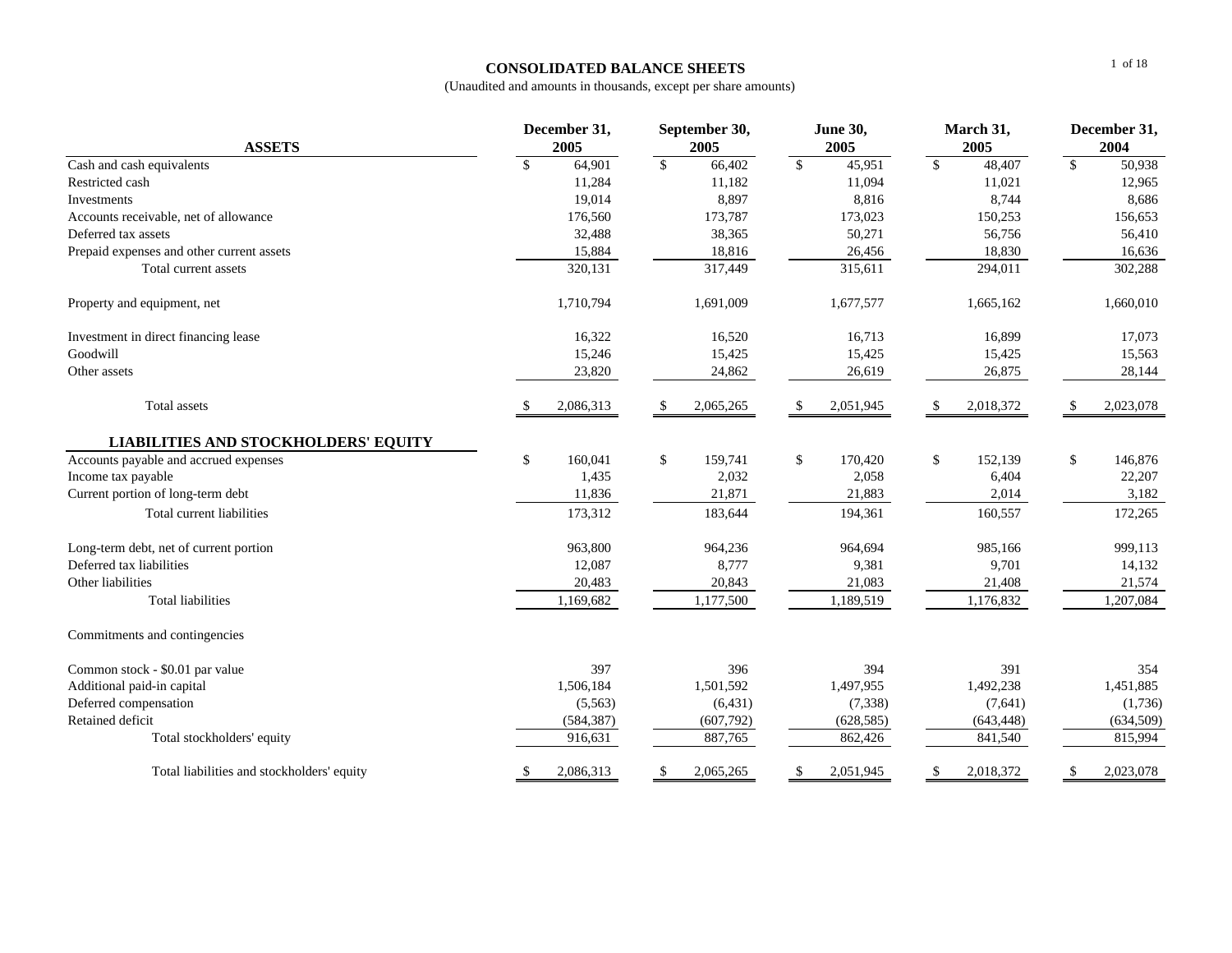# CONSOLIDATED BALANCE SHEETS

(Unaudited and amounts in thousands, except per share amounts)

| ASSETS | December 31, 2005 | September 30, 2005 | June 30, 2005 | March 31, 2005 | December 31, 2004 |
|---|---|---|---|---|---|
| Cash and cash equivalents | $ 64,901 | $ 66,402 | $ 45,951 | $ 48,407 | $ 50,938 |
| Restricted cash | 11,284 | 11,182 | 11,094 | 11,021 | 12,965 |
| Investments | 19,014 | 8,897 | 8,816 | 8,744 | 8,686 |
| Accounts receivable, net of allowance | 176,560 | 173,787 | 173,023 | 150,253 | 156,653 |
| Deferred tax assets | 32,488 | 38,365 | 50,271 | 56,756 | 56,410 |
| Prepaid expenses and other current assets | 15,884 | 18,816 | 26,456 | 18,830 | 16,636 |
| Total current assets | 320,131 | 317,449 | 315,611 | 294,011 | 302,288 |
| Property and equipment, net | 1,710,794 | 1,691,009 | 1,677,577 | 1,665,162 | 1,660,010 |
| Investment in direct financing lease | 16,322 | 16,520 | 16,713 | 16,899 | 17,073 |
| Goodwill | 15,246 | 15,425 | 15,425 | 15,425 | 15,563 |
| Other assets | 23,820 | 24,862 | 26,619 | 26,875 | 28,144 |
| Total assets | $ 2,086,313 | $ 2,065,265 | $ 2,051,945 | $ 2,018,372 | $ 2,023,078 |
| **LIABILITIES AND STOCKHOLDERS' EQUITY** | | | | | |
| Accounts payable and accrued expenses | $ 160,041 | $ 159,741 | $ 170,420 | $ 152,139 | $ 146,876 |
| Income tax payable | 1,435 | 2,032 | 2,058 | 6,404 | 22,207 |
| Current portion of long-term debt | 11,836 | 21,871 | 21,883 | 2,014 | 3,182 |
| Total current liabilities | 173,312 | 183,644 | 194,361 | 160,557 | 172,265 |
| Long-term debt, net of current portion | 963,800 | 964,236 | 964,694 | 985,166 | 999,113 |
| Deferred tax liabilities | 12,087 | 8,777 | 9,381 | 9,701 | 14,132 |
| Other liabilities | 20,483 | 20,843 | 21,083 | 21,408 | 21,574 |
| Total liabilities | 1,169,682 | 1,177,500 | 1,189,519 | 1,176,832 | 1,207,084 |
| Commitments and contingencies | | | | | |
| Common stock - $0.01 par value | 397 | 396 | 394 | 391 | 354 |
| Additional paid-in capital | 1,506,184 | 1,501,592 | 1,497,955 | 1,492,238 | 1,451,885 |
| Deferred compensation | (5,563) | (6,431) | (7,338) | (7,641) | (1,736) |
| Retained deficit | (584,387) | (607,792) | (628,585) | (643,448) | (634,509) |
| Total stockholders' equity | 916,631 | 887,765 | 862,426 | 841,540 | 815,994 |
| Total liabilities and stockholders' equity | $ 2,086,313 | $ 2,065,265 | $ 2,051,945 | $ 2,018,372 | $ 2,023,078 |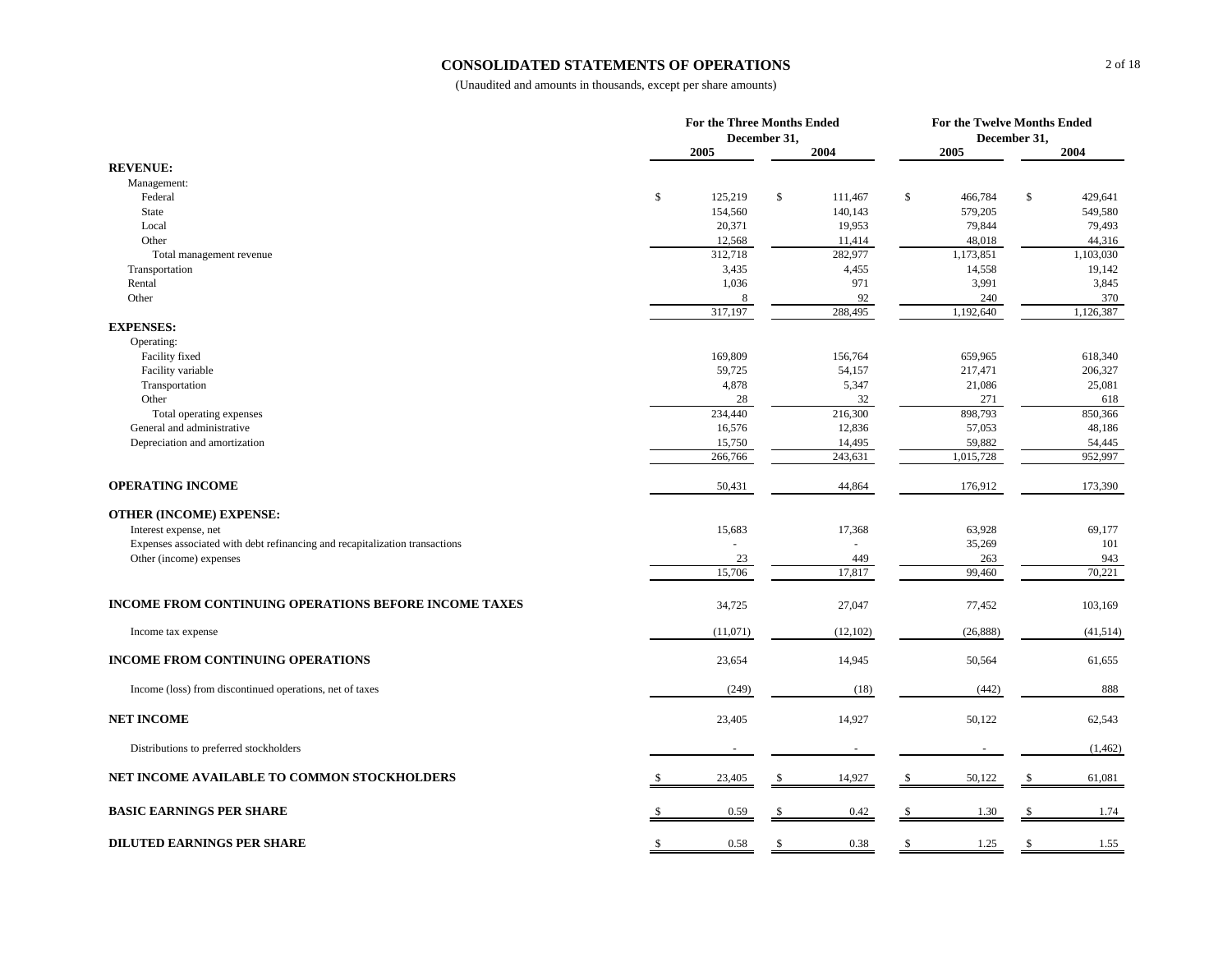# CONSOLIDATED STATEMENTS OF OPERATIONS

(Unaudited and amounts in thousands, except per share amounts)

| | For the Three Months Ended December 31, | | For the Twelve Months Ended December 31, | |
|---|---|---|---|---|
| | 2005 | 2004 | 2005 | 2004 |
| **REVENUE:** | | | | |
| Management: | | | | |
| Federal | $ 125,219 | $ 111,467 | $ 466,784 | $ 429,641 |
| State | 154,560 | 140,143 | 579,205 | 549,580 |
| Local | 20,371 | 19,953 | 79,844 | 79,493 |
| Other | 12,568 | 11,414 | 48,018 | 44,316 |
| Total management revenue | 312,718 | 282,977 | 1,173,851 | 1,103,030 |
| Transportation | 3,435 | 4,455 | 14,558 | 19,142 |
| Rental | 1,036 | 971 | 3,991 | 3,845 |
| Other | 8 | 92 | 240 | 370 |
| | 317,197 | 288,495 | 1,192,640 | 1,126,387 |
| **EXPENSES:** | | | | |
| Operating: | | | | |
| Facility fixed | 169,809 | 156,764 | 659,965 | 618,340 |
| Facility variable | 59,725 | 54,157 | 217,471 | 206,327 |
| Transportation | 4,878 | 5,347 | 21,086 | 25,081 |
| Other | 28 | 32 | 271 | 618 |
| Total operating expenses | 234,440 | 216,300 | 898,793 | 850,366 |
| General and administrative | 16,576 | 12,836 | 57,053 | 48,186 |
| Depreciation and amortization | 15,750 | 14,495 | 59,882 | 54,445 |
| | 266,766 | 243,631 | 1,015,728 | 952,997 |
| **OPERATING INCOME** | 50,431 | 44,864 | 176,912 | 173,390 |
| **OTHER (INCOME) EXPENSE:** | | | | |
| Interest expense, net | 15,683 | 17,368 | 63,928 | 69,177 |
| Expenses associated with debt refinancing and recapitalization transactions | - | - | 35,269 | 101 |
| Other (income) expenses | 23 | 449 | 263 | 943 |
| | 15,706 | 17,817 | 99,460 | 70,221 |
| **INCOME FROM CONTINUING OPERATIONS BEFORE INCOME TAXES** | 34,725 | 27,047 | 77,452 | 103,169 |
| Income tax expense | (11,071) | (12,102) | (26,888) | (41,514) |
| **INCOME FROM CONTINUING OPERATIONS** | 23,654 | 14,945 | 50,564 | 61,655 |
| Income (loss) from discontinued operations, net of taxes | (249) | (18) | (442) | 888 |
| **NET INCOME** | 23,405 | 14,927 | 50,122 | 62,543 |
| Distributions to preferred stockholders | - | - | - | (1,462) |
| **NET INCOME AVAILABLE TO COMMON STOCKHOLDERS** | $ 23,405 | $ 14,927 | $ 50,122 | $ 61,081 |
| **BASIC EARNINGS PER SHARE** | $ 0.59 | $ 0.42 | $ 1.30 | $ 1.74 |
| **DILUTED EARNINGS PER SHARE** | $ 0.58 | $ 0.38 | $ 1.25 | $ 1.55 |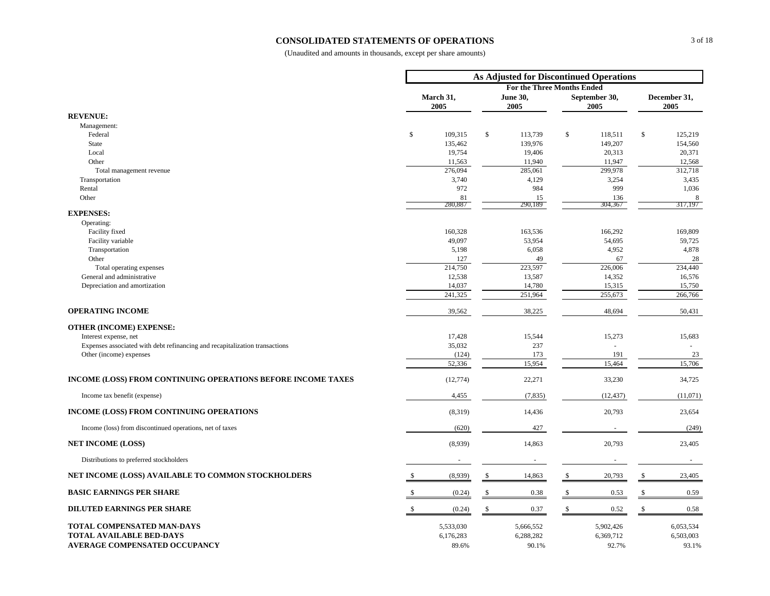# CONSOLIDATED STATEMENTS OF OPERATIONS

(Unaudited and amounts in thousands, except per share amounts)

| | As Adjusted for Discontinued Operations | | | |
|---|---|---|---|---|
| | For the Three Months Ended | | | |
| | March 31, 2005 | June 30, 2005 | September 30, 2005 | December 31, 2005 |
| **REVENUE:** | | | | |
| Management: | | | | |
| Federal | $ 109,315 | $ 113,739 | $ 118,511 | $ 125,219 |
| State | 135,462 | 139,976 | 149,207 | 154,560 |
| Local | 19,754 | 19,406 | 20,313 | 20,371 |
| Other | 11,563 | 11,940 | 11,947 | 12,568 |
| Total management revenue | 276,094 | 285,061 | 299,978 | 312,718 |
| Transportation | 3,740 | 4,129 | 3,254 | 3,435 |
| Rental | 972 | 984 | 999 | 1,036 |
| Other | 81 | 15 | 136 | 8 |
| | 280,887 | 290,189 | 304,367 | 317,197 |
| **EXPENSES:** | | | | |
| Operating: | | | | |
| Facility fixed | 160,328 | 163,536 | 166,292 | 169,809 |
| Facility variable | 49,097 | 53,954 | 54,695 | 59,725 |
| Transportation | 5,198 | 6,058 | 4,952 | 4,878 |
| Other | 127 | 49 | 67 | 28 |
| Total operating expenses | 214,750 | 223,597 | 226,006 | 234,440 |
| General and administrative | 12,538 | 13,587 | 14,352 | 16,576 |
| Depreciation and amortization | 14,037 | 14,780 | 15,315 | 15,750 |
| | 241,325 | 251,964 | 255,673 | 266,766 |
| **OPERATING INCOME** | 39,562 | 38,225 | 48,694 | 50,431 |
| **OTHER (INCOME) EXPENSE:** | | | | |
| Interest expense, net | 17,428 | 15,544 | 15,273 | 15,683 |
| Expenses associated with debt refinancing and recapitalization transactions | 35,032 | 237 | - | - |
| Other (income) expenses | (124) | 173 | 191 | 23 |
| | 52,336 | 15,954 | 15,464 | 15,706 |
| **INCOME (LOSS) FROM CONTINUING OPERATIONS BEFORE INCOME TAXES** | (12,774) | 22,271 | 33,230 | 34,725 |
| Income tax benefit (expense) | 4,455 | (7,835) | (12,437) | (11,071) |
| **INCOME (LOSS) FROM CONTINUING OPERATIONS** | (8,319) | 14,436 | 20,793 | 23,654 |
| Income (loss) from discontinued operations, net of taxes | (620) | 427 | - | (249) |
| **NET INCOME (LOSS)** | (8,939) | 14,863 | 20,793 | 23,405 |
| Distributions to preferred stockholders | - | - | - | - |
| **NET INCOME (LOSS) AVAILABLE TO COMMON STOCKHOLDERS** | $ (8,939) | $ 14,863 | $ 20,793 | $ 23,405 |
| **BASIC EARNINGS PER SHARE** | $ (0.24) | $ 0.38 | $ 0.53 | $ 0.59 |
| **DILUTED EARNINGS PER SHARE** | $ (0.24) | $ 0.37 | $ 0.52 | $ 0.58 |
| **TOTAL COMPENSATED MAN-DAYS** | 5,533,030 | 5,666,552 | 5,902,426 | 6,053,534 |
| **TOTAL AVAILABLE BED-DAYS** | 6,176,283 | 6,288,282 | 6,369,712 | 6,503,003 |
| **AVERAGE COMPENSATED OCCUPANCY** | 89.6% | 90.1% | 92.7% | 93.1% |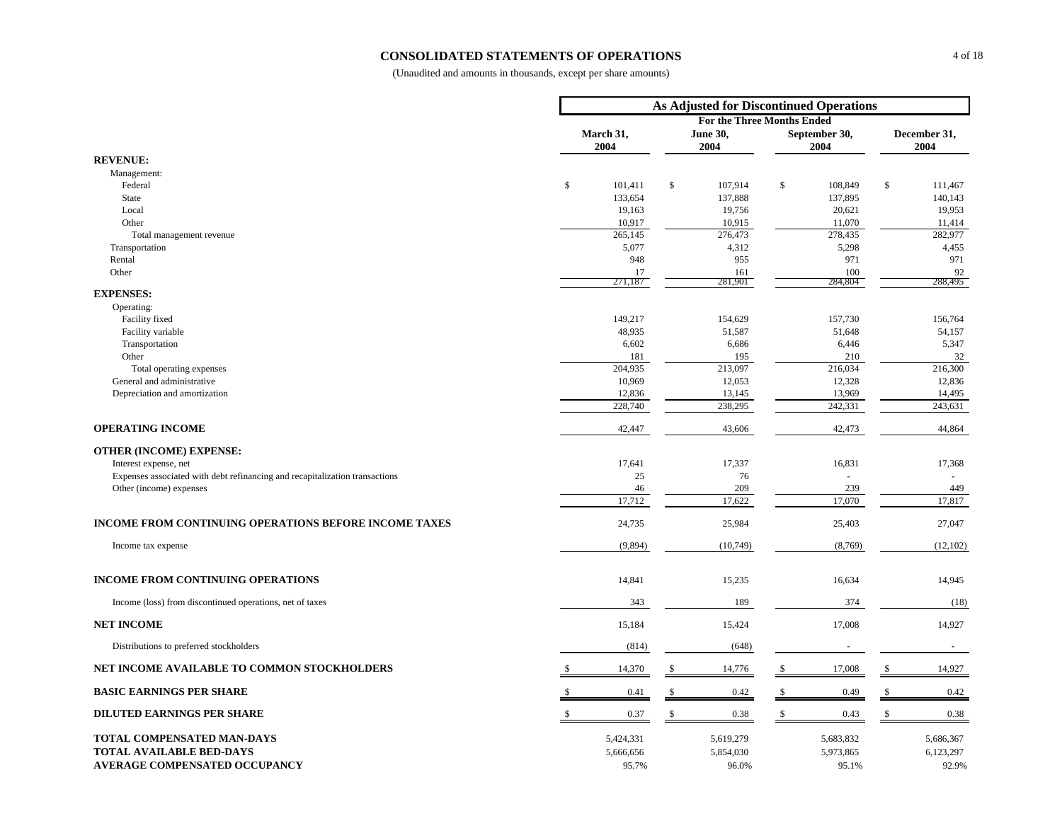# CONSOLIDATED STATEMENTS OF OPERATIONS

(Unaudited and amounts in thousands, except per share amounts)

| | As Adjusted for Discontinued Operations | | | |
|---|---|---|---|---|
| | For the Three Months Ended | | | |
| | March 31, 2004 | June 30, 2004 | September 30, 2004 | December 31, 2004 |
| **REVENUE:** | | | | |
| Management: | | | | |
| Federal | $ 101,411 | $ 107,914 | $ 108,849 | $ 111,467 |
| State | 133,654 | 137,888 | 137,895 | 140,143 |
| Local | 19,163 | 19,756 | 20,621 | 19,953 |
| Other | 10,917 | 10,915 | 11,070 | 11,414 |
| Total management revenue | 265,145 | 276,473 | 278,435 | 282,977 |
| Transportation | 5,077 | 4,312 | 5,298 | 4,455 |
| Rental | 948 | 955 | 971 | 971 |
| Other | 17 | 161 | 100 | 92 |
| | 271,187 | 281,901 | 284,804 | 288,495 |
| **EXPENSES:** | | | | |
| Operating: | | | | |
| Facility fixed | 149,217 | 154,629 | 157,730 | 156,764 |
| Facility variable | 48,935 | 51,587 | 51,648 | 54,157 |
| Transportation | 6,602 | 6,686 | 6,446 | 5,347 |
| Other | 181 | 195 | 210 | 32 |
| Total operating expenses | 204,935 | 213,097 | 216,034 | 216,300 |
| General and administrative | 10,969 | 12,053 | 12,328 | 12,836 |
| Depreciation and amortization | 12,836 | 13,145 | 13,969 | 14,495 |
| | 228,740 | 238,295 | 242,331 | 243,631 |
| **OPERATING INCOME** | 42,447 | 43,606 | 42,473 | 44,864 |
| **OTHER (INCOME) EXPENSE:** | | | | |
| Interest expense, net | 17,641 | 17,337 | 16,831 | 17,368 |
| Expenses associated with debt refinancing and recapitalization transactions | 25 | 76 | - | - |
| Other (income) expenses | 46 | 209 | 239 | 449 |
| | 17,712 | 17,622 | 17,070 | 17,817 |
| **INCOME FROM CONTINUING OPERATIONS BEFORE INCOME TAXES** | 24,735 | 25,984 | 25,403 | 27,047 |
| Income tax expense | (9,894) | (10,749) | (8,769) | (12,102) |
| **INCOME FROM CONTINUING OPERATIONS** | 14,841 | 15,235 | 16,634 | 14,945 |
| Income (loss) from discontinued operations, net of taxes | 343 | 189 | 374 | (18) |
| **NET INCOME** | 15,184 | 15,424 | 17,008 | 14,927 |
| Distributions to preferred stockholders | (814) | (648) | - | - |
| **NET INCOME AVAILABLE TO COMMON STOCKHOLDERS** | $ 14,370 | $ 14,776 | $ 17,008 | $ 14,927 |
| **BASIC EARNINGS PER SHARE** | $ 0.41 | $ 0.42 | $ 0.49 | $ 0.42 |
| **DILUTED EARNINGS PER SHARE** | $ 0.37 | $ 0.38 | $ 0.43 | $ 0.38 |
| **TOTAL COMPENSATED MAN-DAYS** | 5,424,331 | 5,619,279 | 5,683,832 | 5,686,367 |
| **TOTAL AVAILABLE BED-DAYS** | 5,666,656 | 5,854,030 | 5,973,865 | 6,123,297 |
| **AVERAGE COMPENSATED OCCUPANCY** | 95.7% | 96.0% | 95.1% | 92.9% |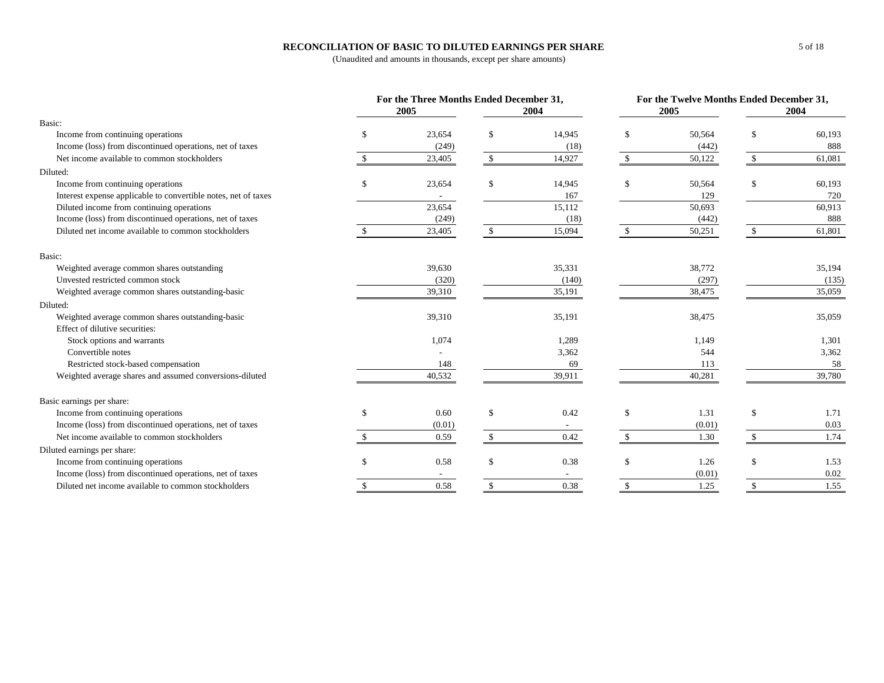## RECONCILIATION OF BASIC TO DILUTED EARNINGS PER SHARE

(Unaudited and amounts in thousands, except per share amounts)

| | For the Three Months Ended December 31, | | For the Twelve Months Ended December 31, | |
|---|---|---|---|---|
| | 2005 | 2004 | 2005 | 2004 |
| Basic: | | | | |
| Income from continuing operations | $ 23,654 | $ 14,945 | $ 50,564 | $ 60,193 |
| Income (loss) from discontinued operations, net of taxes | (249) | (18) | (442) | 888 |
| Net income available to common stockholders | $ 23,405 | $ 14,927 | $ 50,122 | $ 61,081 |
| Diluted: | | | | |
| Income from continuing operations | $ 23,654 | $ 14,945 | $ 50,564 | $ 60,193 |
| Interest expense applicable to convertible notes, net of taxes | - | 167 | 129 | 720 |
| Diluted income from continuing operations | 23,654 | 15,112 | 50,693 | 60,913 |
| Income (loss) from discontinued operations, net of taxes | (249) | (18) | (442) | 888 |
| Diluted net income available to common stockholders | $ 23,405 | $ 15,094 | $ 50,251 | $ 61,801 |
| Basic: | | | | |
| Weighted average common shares outstanding | 39,630 | 35,331 | 38,772 | 35,194 |
| Unvested restricted common stock | (320) | (140) | (297) | (135) |
| Weighted average common shares outstanding-basic | 39,310 | 35,191 | 38,475 | 35,059 |
| Diluted: | | | | |
| Weighted average common shares outstanding-basic | 39,310 | 35,191 | 38,475 | 35,059 |
| Effect of dilutive securities: | | | | |
| Stock options and warrants | 1,074 | 1,289 | 1,149 | 1,301 |
| Convertible notes | - | 3,362 | 544 | 3,362 |
| Restricted stock-based compensation | 148 | 69 | 113 | 58 |
| Weighted average shares and assumed conversions-diluted | 40,532 | 39,911 | 40,281 | 39,780 |
| Basic earnings per share: | | | | |
| Income from continuing operations | $ 0.60 | $ 0.42 | $ 1.31 | $ 1.71 |
| Income (loss) from discontinued operations, net of taxes | (0.01) | - | (0.01) | 0.03 |
| Net income available to common stockholders | $ 0.59 | $ 0.42 | $ 1.30 | $ 1.74 |
| Diluted earnings per share: | | | | |
| Income from continuing operations | $ 0.58 | $ 0.38 | $ 1.26 | $ 1.53 |
| Income (loss) from discontinued operations, net of taxes | - | - | (0.01) | 0.02 |
| Diluted net income available to common stockholders | $ 0.58 | $ 0.38 | $ 1.25 | $ 1.55 |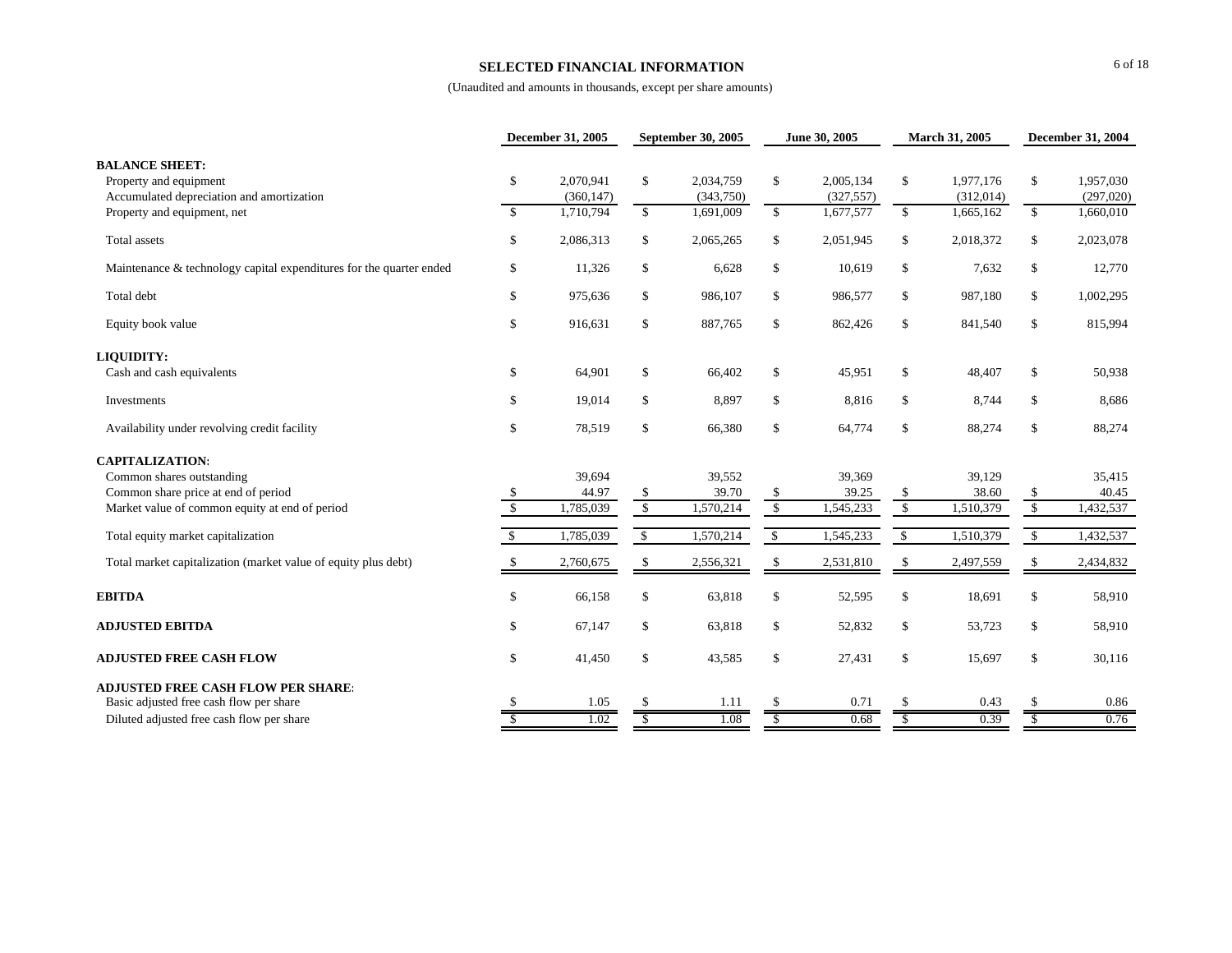## SELECTED FINANCIAL INFORMATION

(Unaudited and amounts in thousands, except per share amounts)

| | December 31, 2005 | September 30, 2005 | June 30, 2005 | March 31, 2005 | December 31, 2004 |
|---|---|---|---|---|---|
| **BALANCE SHEET:** | | | | | |
| Property and equipment | $ 2,070,941 | $ 2,034,759 | $ 2,005,134 | $ 1,977,176 | $ 1,957,030 |
| Accumulated depreciation and amortization | (360,147) | (343,750) | (327,557) | (312,014) | (297,020) |
| Property and equipment, net | $ 1,710,794 | $ 1,691,009 | $ 1,677,577 | $ 1,665,162 | $ 1,660,010 |
| Total assets | $ 2,086,313 | $ 2,065,265 | $ 2,051,945 | $ 2,018,372 | $ 2,023,078 |
| Maintenance & technology capital expenditures for the quarter ended | $ 11,326 | $ 6,628 | $ 10,619 | $ 7,632 | $ 12,770 |
| Total debt | $ 975,636 | $ 986,107 | $ 986,577 | $ 987,180 | $ 1,002,295 |
| Equity book value | $ 916,631 | $ 887,765 | $ 862,426 | $ 841,540 | $ 815,994 |
| **LIQUIDITY:** | | | | | |
| Cash and cash equivalents | $ 64,901 | $ 66,402 | $ 45,951 | $ 48,407 | $ 50,938 |
| Investments | $ 19,014 | $ 8,897 | $ 8,816 | $ 8,744 | $ 8,686 |
| Availability under revolving credit facility | $ 78,519 | $ 66,380 | $ 64,774 | $ 88,274 | $ 88,274 |
| **CAPITALIZATION**: | | | | | |
| Common shares outstanding | 39,694 | 39,552 | 39,369 | 39,129 | 35,415 |
| Common share price at end of period | $ 44.97 | $ 39.70 | $ 39.25 | $ 38.60 | $ 40.45 |
| Market value of common equity at end of period | $ 1,785,039 | $ 1,570,214 | $ 1,545,233 | $ 1,510,379 | $ 1,432,537 |
| Total equity market capitalization | $ 1,785,039 | $ 1,570,214 | $ 1,545,233 | $ 1,510,379 | $ 1,432,537 |
| Total market capitalization (market value of equity plus debt) | $ 2,760,675 | $ 2,556,321 | $ 2,531,810 | $ 2,497,559 | $ 2,434,832 |
| **EBITDA** | $ 66,158 | $ 63,818 | $ 52,595 | $ 18,691 | $ 58,910 |
| **ADJUSTED EBITDA** | $ 67,147 | $ 63,818 | $ 52,832 | $ 53,723 | $ 58,910 |
| **ADJUSTED FREE CASH FLOW** | $ 41,450 | $ 43,585 | $ 27,431 | $ 15,697 | $ 30,116 |
| **ADJUSTED FREE CASH FLOW PER SHARE**: | | | | | |
| Basic adjusted free cash flow per share | $ 1.05 | $ 1.11 | $ 0.71 | $ 0.43 | $ 0.86 |
| Diluted adjusted free cash flow per share | $ 1.02 | $ 1.08 | $ 0.68 | $ 0.39 | $ 0.76 |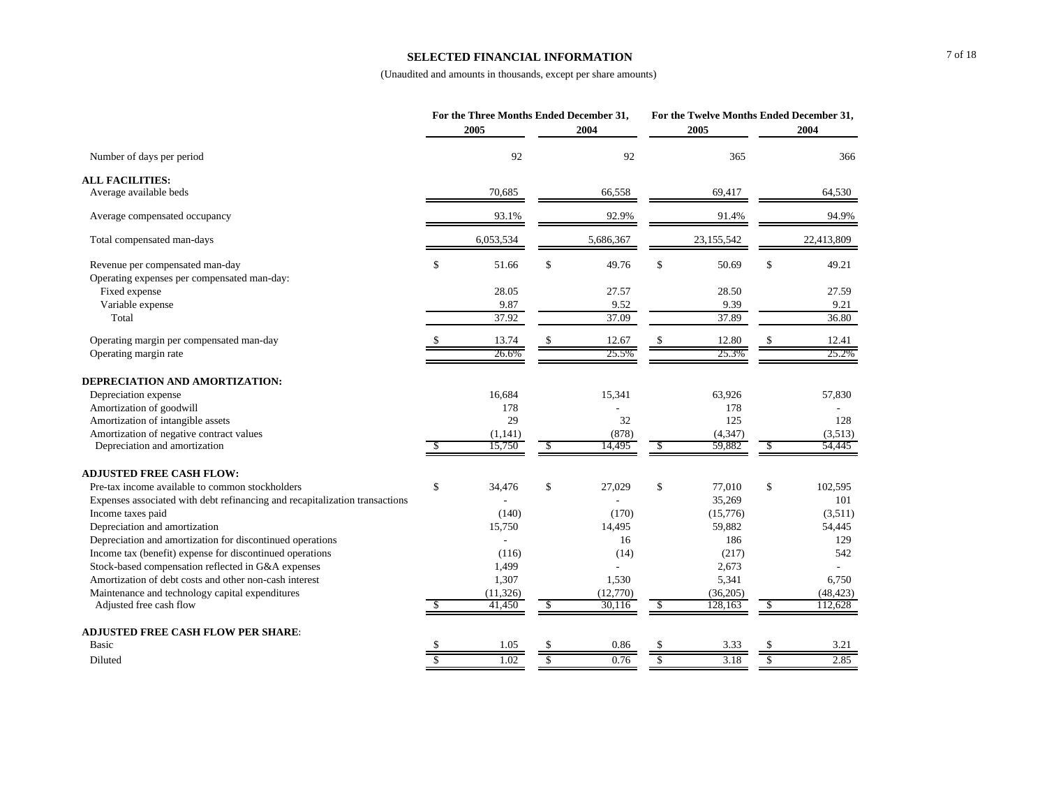# SELECTED FINANCIAL INFORMATION

(Unaudited and amounts in thousands, except per share amounts)

| | For the Three Months Ended December 31, | | For the Twelve Months Ended December 31, | |
|---|---|---|---|---|
| | 2005 | 2004 | 2005 | 2004 |
| Number of days per period | 92 | 92 | 365 | 366 |
| **ALL FACILITIES:** | | | | |
| Average available beds | 70,685 | 66,558 | 69,417 | 64,530 |
| Average compensated occupancy | 93.1% | 92.9% | 91.4% | 94.9% |
| Total compensated man-days | 6,053,534 | 5,686,367 | 23,155,542 | 22,413,809 |
| Revenue per compensated man-day | $ 51.66 | $ 49.76 | $ 50.69 | $ 49.21 |
| Operating expenses per compensated man-day: | | | | |
| Fixed expense | 28.05 | 27.57 | 28.50 | 27.59 |
| Variable expense | 9.87 | 9.52 | 9.39 | 9.21 |
| Total | 37.92 | 37.09 | 37.89 | 36.80 |
| Operating margin per compensated man-day | $ 13.74 | $ 12.67 | $ 12.80 | $ 12.41 |
| Operating margin rate | 26.6% | 25.5% | 25.3% | 25.2% |
| **DEPRECIATION AND AMORTIZATION:** | | | | |
| Depreciation expense | 16,684 | 15,341 | 63,926 | 57,830 |
| Amortization of goodwill | 178 | - | 178 | - |
| Amortization of intangible assets | 29 | 32 | 125 | 128 |
| Amortization of negative contract values | (1,141) | (878) | (4,347) | (3,513) |
| Depreciation and amortization | $ 15,750 | $ 14,495 | $ 59,882 | $ 54,445 |
| **ADJUSTED FREE CASH FLOW:** | | | | |
| Pre-tax income available to common stockholders | $ 34,476 | $ 27,029 | $ 77,010 | $ 102,595 |
| Expenses associated with debt refinancing and recapitalization transactions | - | - | 35,269 | 101 |
| Income taxes paid | (140) | (170) | (15,776) | (3,511) |
| Depreciation and amortization | 15,750 | 14,495 | 59,882 | 54,445 |
| Depreciation and amortization for discontinued operations | - | 16 | 186 | 129 |
| Income tax (benefit) expense for discontinued operations | (116) | (14) | (217) | 542 |
| Stock-based compensation reflected in G&A expenses | 1,499 | - | 2,673 | - |
| Amortization of debt costs and other non-cash interest | 1,307 | 1,530 | 5,341 | 6,750 |
| Maintenance and technology capital expenditures | (11,326) | (12,770) | (36,205) | (48,423) |
| Adjusted free cash flow | $ 41,450 | $ 30,116 | $ 128,163 | $ 112,628 |
| **ADJUSTED FREE CASH FLOW PER SHARE:** | | | | |
| Basic | $ 1.05 | $ 0.86 | $ 3.33 | $ 3.21 |
| Diluted | $ 1.02 | $ 0.76 | $ 3.18 | $ 2.85 |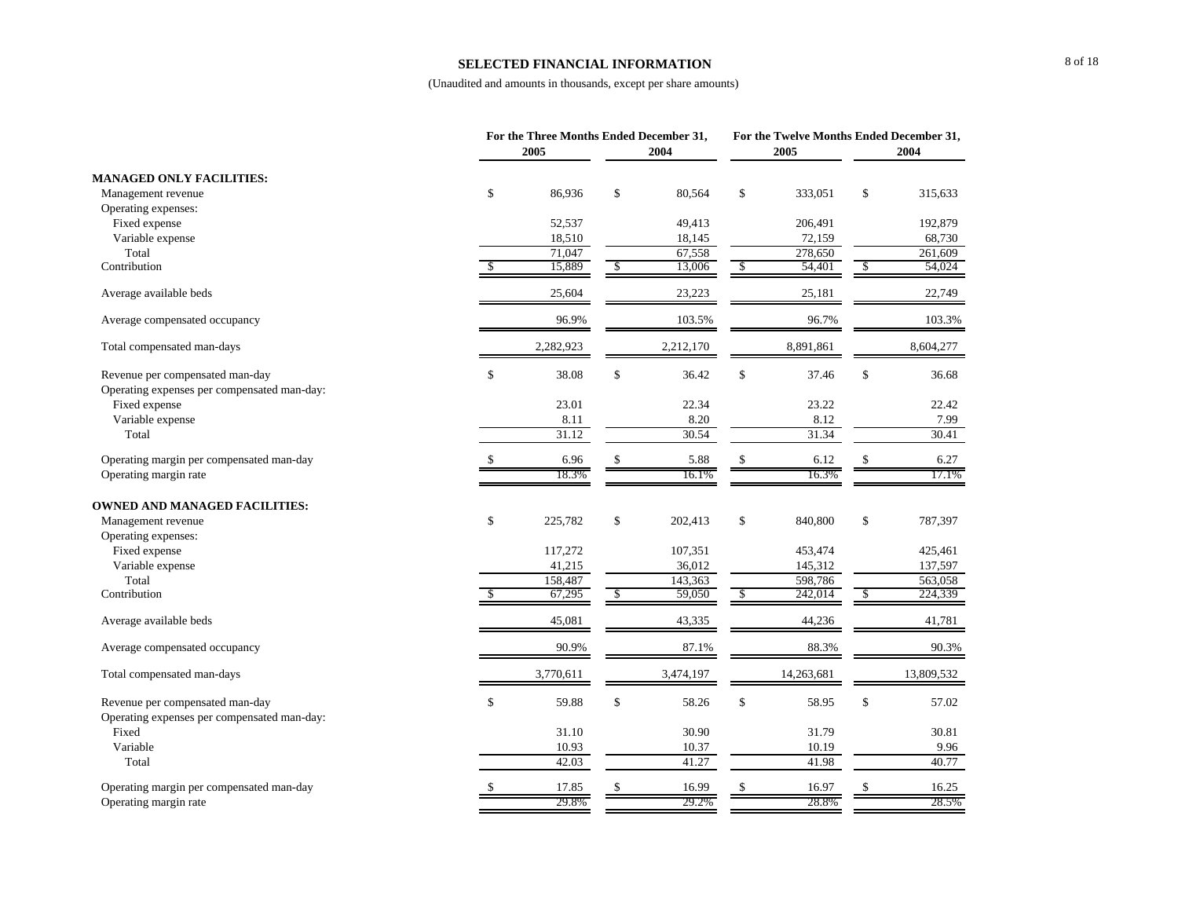# SELECTED FINANCIAL INFORMATION

(Unaudited and amounts in thousands, except per share amounts)

| | For the Three Months Ended December 31, 2005 | For the Three Months Ended December 31, 2004 | For the Twelve Months Ended December 31, 2005 | For the Twelve Months Ended December 31, 2004 |
|---|---|---|---|---|
| **MANAGED ONLY FACILITIES:** | | | | |
| Management revenue | $ 86,936 | $ 80,564 | $ 333,051 | $ 315,633 |
| Operating expenses: | | | | |
| Fixed expense | 52,537 | 49,413 | 206,491 | 192,879 |
| Variable expense | 18,510 | 18,145 | 72,159 | 68,730 |
| Total | 71,047 | 67,558 | 278,650 | 261,609 |
| Contribution | $ 15,889 | $ 13,006 | $ 54,401 | $ 54,024 |
| Average available beds | 25,604 | 23,223 | 25,181 | 22,749 |
| Average compensated occupancy | 96.9% | 103.5% | 96.7% | 103.3% |
| Total compensated man-days | 2,282,923 | 2,212,170 | 8,891,861 | 8,604,277 |
| Revenue per compensated man-day | $ 38.08 | $ 36.42 | $ 37.46 | $ 36.68 |
| Operating expenses per compensated man-day: | | | | |
| Fixed expense | 23.01 | 22.34 | 23.22 | 22.42 |
| Variable expense | 8.11 | 8.20 | 8.12 | 7.99 |
| Total | 31.12 | 30.54 | 31.34 | 30.41 |
| Operating margin per compensated man-day | $ 6.96 | $ 5.88 | $ 6.12 | $ 6.27 |
| Operating margin rate | 18.3% | 16.1% | 16.3% | 17.1% |
| **OWNED AND MANAGED FACILITIES:** | | | | |
| Management revenue | $ 225,782 | $ 202,413 | $ 840,800 | $ 787,397 |
| Operating expenses: | | | | |
| Fixed expense | 117,272 | 107,351 | 453,474 | 425,461 |
| Variable expense | 41,215 | 36,012 | 145,312 | 137,597 |
| Total | 158,487 | 143,363 | 598,786 | 563,058 |
| Contribution | $ 67,295 | $ 59,050 | $ 242,014 | $ 224,339 |
| Average available beds | 45,081 | 43,335 | 44,236 | 41,781 |
| Average compensated occupancy | 90.9% | 87.1% | 88.3% | 90.3% |
| Total compensated man-days | 3,770,611 | 3,474,197 | 14,263,681 | 13,809,532 |
| Revenue per compensated man-day | $ 59.88 | $ 58.26 | $ 58.95 | $ 57.02 |
| Operating expenses per compensated man-day: | | | | |
| Fixed | 31.10 | 30.90 | 31.79 | 30.81 |
| Variable | 10.93 | 10.37 | 10.19 | 9.96 |
| Total | 42.03 | 41.27 | 41.98 | 40.77 |
| Operating margin per compensated man-day | $ 17.85 | $ 16.99 | $ 16.97 | $ 16.25 |
| Operating margin rate | 29.8% | 29.2% | 28.8% | 28.5% |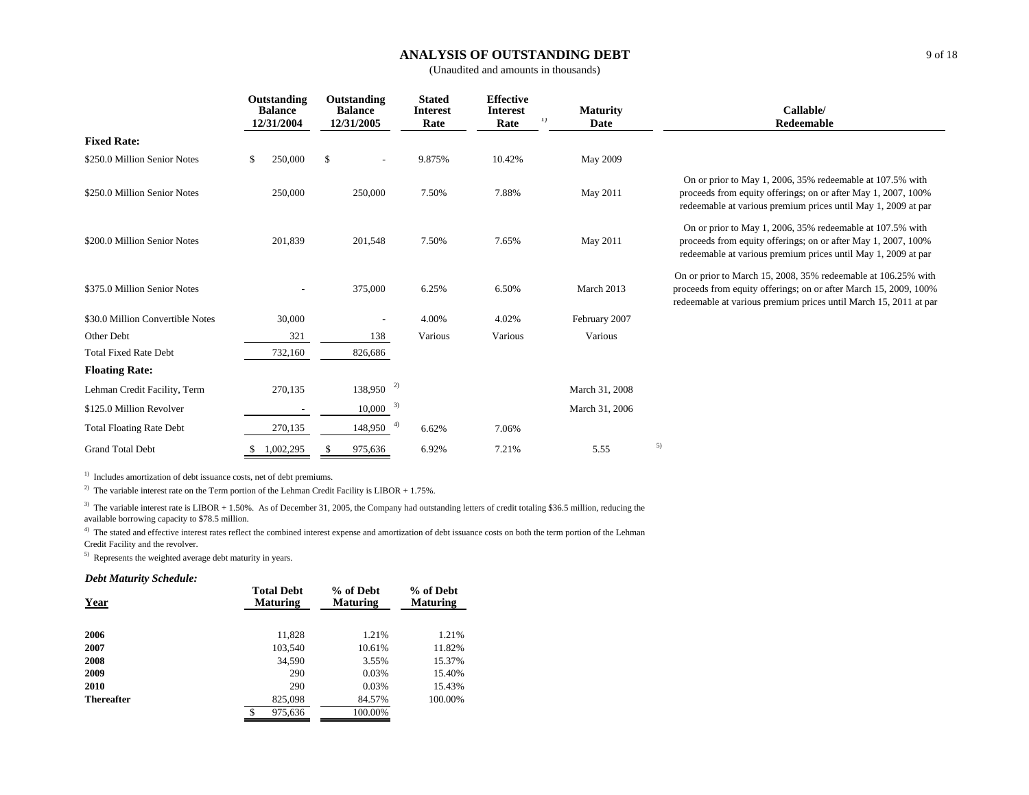# ANALYSIS OF OUTSTANDING DEBT

(Unaudited and amounts in thousands)

| | Outstanding Balance 12/31/2004 | Outstanding Balance 12/31/2005 | Stated Interest Rate | Effective Interest Rate [1] | Maturity Date | Callable/ Redeemable |
|---|---|---|---|---|---|---|
| **Fixed Rate:** | | | | | | |
| $250.0 Million Senior Notes | $ 250,000 | $ - | 9.875% | 10.42% | May 2009 | |
| $250.0 Million Senior Notes | 250,000 | 250,000 | 7.50% | 7.88% | May 2011 | On or prior to May 1, 2006, 35% redeemable at 107.5% with proceeds from equity offerings; on or after May 1, 2007, 100% redeemable at various premium prices until May 1, 2009 at par |
| $200.0 Million Senior Notes | 201,839 | 201,548 | 7.50% | 7.65% | May 2011 | On or prior to May 1, 2006, 35% redeemable at 107.5% with proceeds from equity offerings; on or after May 1, 2007, 100% redeemable at various premium prices until May 1, 2009 at par |
| $375.0 Million Senior Notes | - | 375,000 | 6.25% | 6.50% | March 2013 | On or prior to March 15, 2008, 35% redeemable at 106.25% with proceeds from equity offerings; on or after March 15, 2009, 100% redeemable at various premium prices until March 15, 2011 at par |
| $30.0 Million Convertible Notes | 30,000 | - | 4.00% | 4.02% | February 2007 | |
| Other Debt | 321 | 138 | Various | Various | Various | |
| Total Fixed Rate Debt | 732,160 | 826,686 | | | | |
| **Floating Rate:** | | | | | | |
| Lehman Credit Facility, Term | 270,135 | 138,950 [2] | | | March 31, 2008 | |
| $125.0 Million Revolver | - | 10,000 [3] | | | March 31, 2006 | |
| Total Floating Rate Debt | 270,135 | 148,950 [4] | 6.62% | 7.06% | | |
| Grand Total Debt | $ 1,002,295 | $ 975,636 | 6.92% | 7.21% | 5.55 [5] | |

[1] Includes amortization of debt issuance costs, net of debt premiums.

[2] The variable interest rate on the Term portion of the Lehman Credit Facility is LIBOR + 1.75%.

[3] The variable interest rate is LIBOR + 1.50%. As of December 31, 2005, the Company had outstanding letters of credit totaling $36.5 million, reducing the available borrowing capacity to $78.5 million.

[4] The stated and effective interest rates reflect the combined interest expense and amortization of debt issuance costs on both the term portion of the Lehman Credit Facility and the revolver.

[5] Represents the weighted average debt maturity in years.

***Debt Maturity Schedule:***

| Year | Total Debt Maturing | % of Debt Maturing | % of Debt Maturing |
|---|---|---|---|
| **2006** | 11,828 | 1.21% | 1.21% |
| **2007** | 103,540 | 10.61% | 11.82% |
| **2008** | 34,590 | 3.55% | 15.37% |
| **2009** | 290 | 0.03% | 15.40% |
| **2010** | 290 | 0.03% | 15.43% |
| **Thereafter** | 825,098 | 84.57% | 100.00% |
| | $ 975,636 | 100.00% | |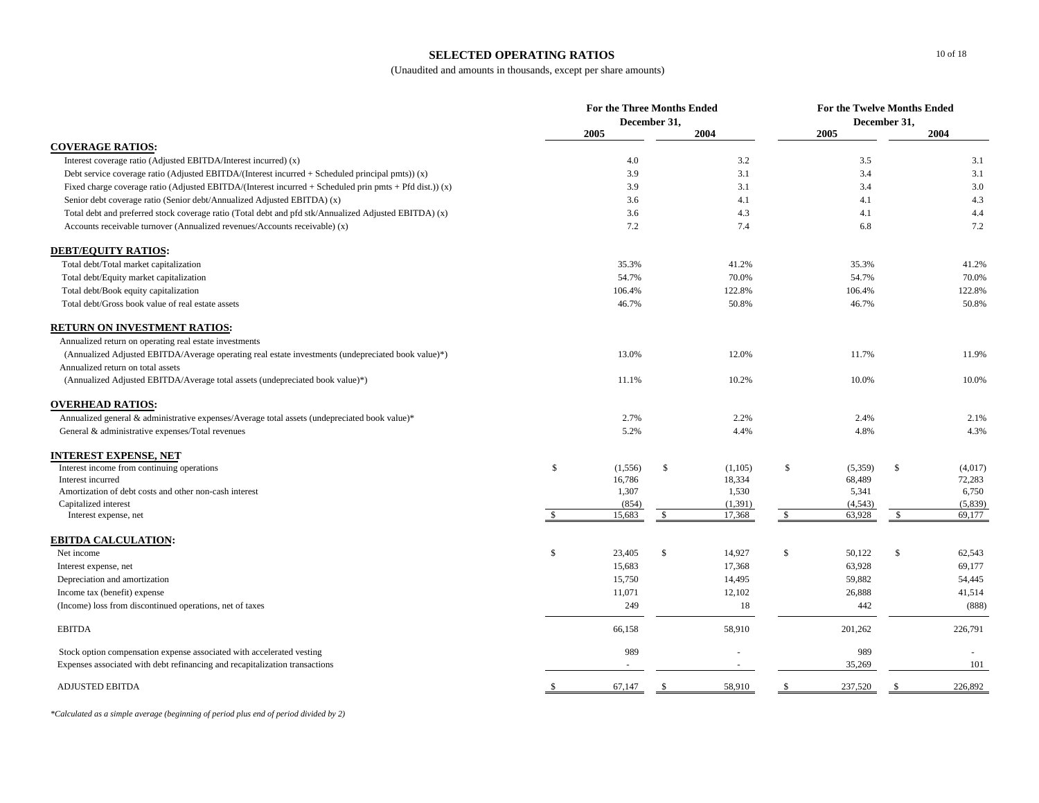# SELECTED OPERATING RATIOS

(Unaudited and amounts in thousands, except per share amounts)

| | For the Three Months Ended December 31, | | For the Twelve Months Ended December 31, | |
|---|---|---|---|---|
| | 2005 | 2004 | 2005 | 2004 |
| **COVERAGE RATIOS:** | | | | |
| Interest coverage ratio (Adjusted EBITDA/Interest incurred) (x) | 4.0 | 3.2 | 3.5 | 3.1 |
| Debt service coverage ratio (Adjusted EBITDA/(Interest incurred + Scheduled principal pmts)) (x) | 3.9 | 3.1 | 3.4 | 3.1 |
| Fixed charge coverage ratio (Adjusted EBITDA/(Interest incurred + Scheduled prin pmts + Pfd dist.)) (x) | 3.9 | 3.1 | 3.4 | 3.0 |
| Senior debt coverage ratio (Senior debt/Annualized Adjusted EBITDA) (x) | 3.6 | 4.1 | 4.1 | 4.3 |
| Total debt and preferred stock coverage ratio (Total debt and pfd stk/Annualized Adjusted EBITDA) (x) | 3.6 | 4.3 | 4.1 | 4.4 |
| Accounts receivable turnover (Annualized revenues/Accounts receivable) (x) | 7.2 | 7.4 | 6.8 | 7.2 |
| **DEBT/EQUITY RATIOS:** | | | | |
| Total debt/Total market capitalization | 35.3% | 41.2% | 35.3% | 41.2% |
| Total debt/Equity market capitalization | 54.7% | 70.0% | 54.7% | 70.0% |
| Total debt/Book equity capitalization | 106.4% | 122.8% | 106.4% | 122.8% |
| Total debt/Gross book value of real estate assets | 46.7% | 50.8% | 46.7% | 50.8% |
| **RETURN ON INVESTMENT RATIOS:** | | | | |
| Annualized return on operating real estate investments (Annualized Adjusted EBITDA/Average operating real estate investments (undepreciated book value)*) | 13.0% | 12.0% | 11.7% | 11.9% |
| Annualized return on total assets (Annualized Adjusted EBITDA/Average total assets (undepreciated book value)*) | 11.1% | 10.2% | 10.0% | 10.0% |
| **OVERHEAD RATIOS:** | | | | |
| Annualized general & administrative expenses/Average total assets (undepreciated book value)* | 2.7% | 2.2% | 2.4% | 2.1% |
| General & administrative expenses/Total revenues | 5.2% | 4.4% | 4.8% | 4.3% |
| **INTEREST EXPENSE, NET** | | | | |
| Interest income from continuing operations | $ (1,556) | $ (1,105) | $ (5,359) | $ (4,017) |
| Interest incurred | 16,786 | 18,334 | 68,489 | 72,283 |
| Amortization of debt costs and other non-cash interest | 1,307 | 1,530 | 5,341 | 6,750 |
| Capitalized interest | (854) | (1,391) | (4,543) | (5,839) |
| Interest expense, net | $ 15,683 | $ 17,368 | $ 63,928 | $ 69,177 |
| **EBITDA CALCULATION:** | | | | |
| Net income | $ 23,405 | $ 14,927 | $ 50,122 | $ 62,543 |
| Interest expense, net | 15,683 | 17,368 | 63,928 | 69,177 |
| Depreciation and amortization | 15,750 | 14,495 | 59,882 | 54,445 |
| Income tax (benefit) expense | 11,071 | 12,102 | 26,888 | 41,514 |
| (Income) loss from discontinued operations, net of taxes | 249 | 18 | 442 | (888) |
| EBITDA | 66,158 | 58,910 | 201,262 | 226,791 |
| Stock option compensation expense associated with accelerated vesting | 989 | - | 989 | - |
| Expenses associated with debt refinancing and recapitalization transactions | - | - | 35,269 | 101 |
| ADJUSTED EBITDA | $ 67,147 | $ 58,910 | $ 237,520 | $ 226,892 |

*\*Calculated as a simple average (beginning of period plus end of period divided by 2)*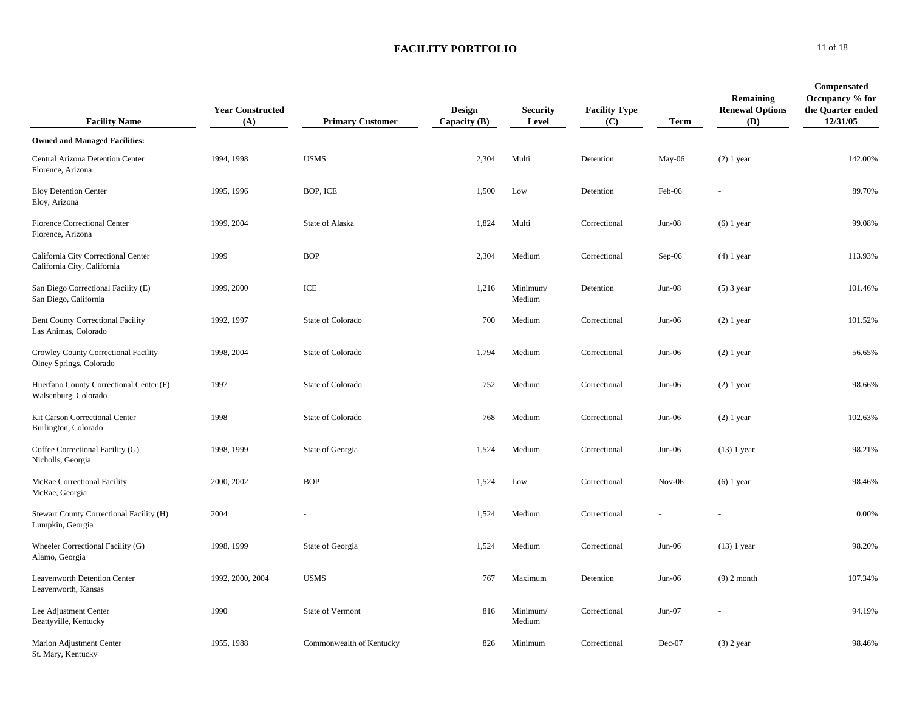# FACILITY PORTFOLIO

| Facility Name | Year Constructed (A) | Primary Customer | Design Capacity (B) | Security Level | Facility Type (C) | Term | Remaining Renewal Options (D) | Compensated Occupancy % for the Quarter ended 12/31/05 |
|---|---|---|---|---|---|---|---|---|
| **Owned and Managed Facilities:** | | | | | | | | |
| Central Arizona Detention Center<br>Florence, Arizona | 1994, 1998 | USMS | 2,304 | Multi | Detention | May-06 | (2) 1 year | 142.00% |
| Eloy Detention Center<br>Eloy, Arizona | 1995, 1996 | BOP, ICE | 1,500 | Low | Detention | Feb-06 | - | 89.70% |
| Florence Correctional Center<br>Florence, Arizona | 1999, 2004 | State of Alaska | 1,824 | Multi | Correctional | Jun-08 | (6) 1 year | 99.08% |
| California City Correctional Center<br>California City, California | 1999 | BOP | 2,304 | Medium | Correctional | Sep-06 | (4) 1 year | 113.93% |
| San Diego Correctional Facility (E)<br>San Diego, California | 1999, 2000 | ICE | 1,216 | Minimum/ Medium | Detention | Jun-08 | (5) 3 year | 101.46% |
| Bent County Correctional Facility<br>Las Animas, Colorado | 1992, 1997 | State of Colorado | 700 | Medium | Correctional | Jun-06 | (2) 1 year | 101.52% |
| Crowley County Correctional Facility<br>Olney Springs, Colorado | 1998, 2004 | State of Colorado | 1,794 | Medium | Correctional | Jun-06 | (2) 1 year | 56.65% |
| Huerfano County Correctional Center (F)<br>Walsenburg, Colorado | 1997 | State of Colorado | 752 | Medium | Correctional | Jun-06 | (2) 1 year | 98.66% |
| Kit Carson Correctional Center<br>Burlington, Colorado | 1998 | State of Colorado | 768 | Medium | Correctional | Jun-06 | (2) 1 year | 102.63% |
| Coffee Correctional Facility (G)<br>Nicholls, Georgia | 1998, 1999 | State of Georgia | 1,524 | Medium | Correctional | Jun-06 | (13) 1 year | 98.21% |
| McRae Correctional Facility<br>McRae, Georgia | 2000, 2002 | BOP | 1,524 | Low | Correctional | Nov-06 | (6) 1 year | 98.46% |
| Stewart County Correctional Facility (H)<br>Lumpkin, Georgia | 2004 | - | 1,524 | Medium | Correctional | - | - | 0.00% |
| Wheeler Correctional Facility (G)<br>Alamo, Georgia | 1998, 1999 | State of Georgia | 1,524 | Medium | Correctional | Jun-06 | (13) 1 year | 98.20% |
| Leavenworth Detention Center<br>Leavenworth, Kansas | 1992, 2000, 2004 | USMS | 767 | Maximum | Detention | Jun-06 | (9) 2 month | 107.34% |
| Lee Adjustment Center<br>Beattyville, Kentucky | 1990 | State of Vermont | 816 | Minimum/ Medium | Correctional | Jun-07 | - | 94.19% |
| Marion Adjustment Center<br>St. Mary, Kentucky | 1955, 1988 | Commonwealth of Kentucky | 826 | Minimum | Correctional | Dec-07 | (3) 2 year | 98.46% |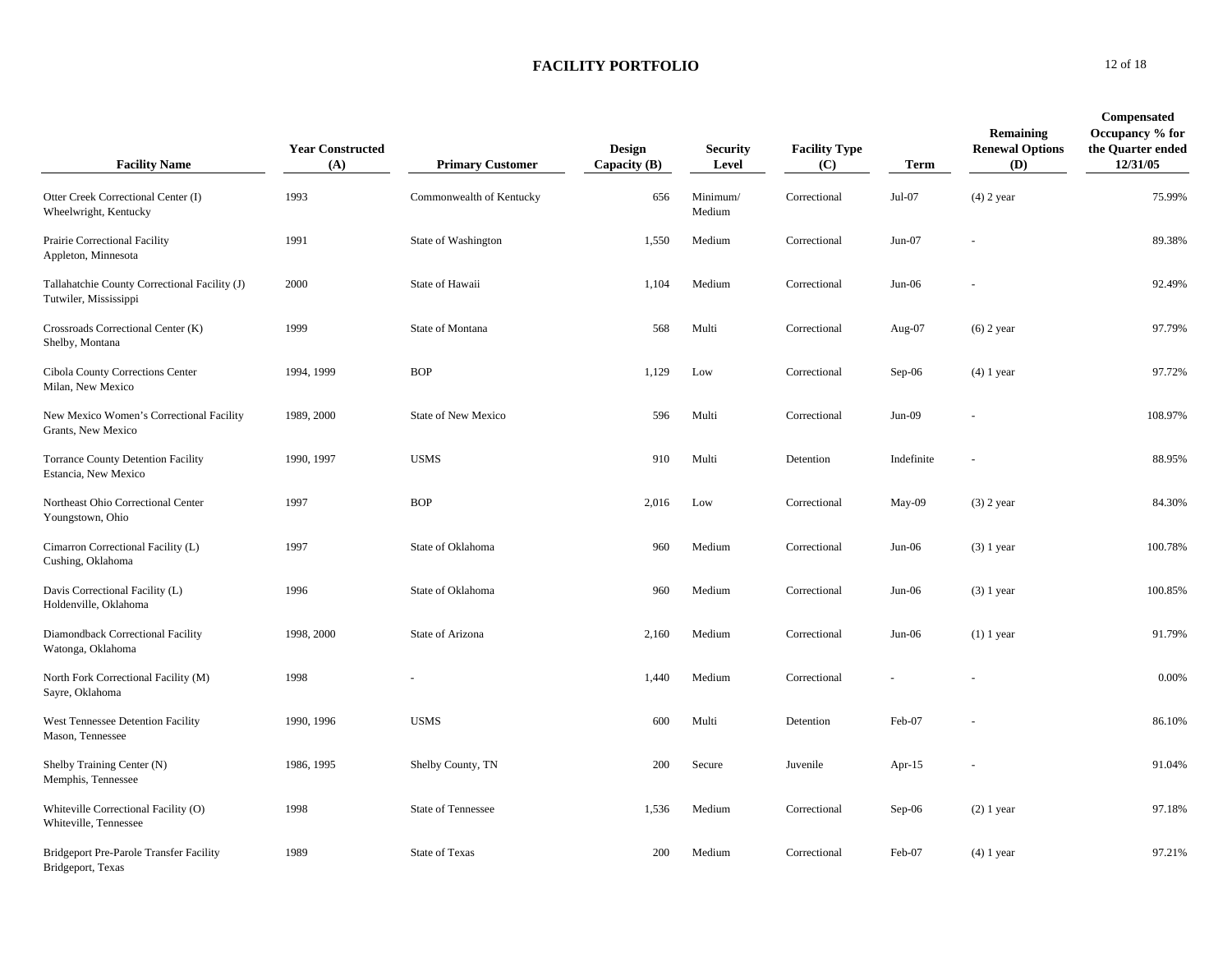## FACILITY PORTFOLIO

| Facility Name | Year Constructed (A) | Primary Customer | Design Capacity (B) | Security Level | Facility Type (C) | Term | Remaining Renewal Options (D) | Compensated Occupancy % for the Quarter ended 12/31/05 |
|---|---|---|---|---|---|---|---|---|
| Otter Creek Correctional Center (I)<br>Wheelwright, Kentucky | 1993 | Commonwealth of Kentucky | 656 | Minimum/ Medium | Correctional | Jul-07 | (4) 2 year | 75.99% |
| Prairie Correctional Facility<br>Appleton, Minnesota | 1991 | State of Washington | 1,550 | Medium | Correctional | Jun-07 | - | 89.38% |
| Tallahatchie County Correctional Facility (J)<br>Tutwiler, Mississippi | 2000 | State of Hawaii | 1,104 | Medium | Correctional | Jun-06 | - | 92.49% |
| Crossroads Correctional Center (K)<br>Shelby, Montana | 1999 | State of Montana | 568 | Multi | Correctional | Aug-07 | (6) 2 year | 97.79% |
| Cibola County Corrections Center<br>Milan, New Mexico | 1994, 1999 | BOP | 1,129 | Low | Correctional | Sep-06 | (4) 1 year | 97.72% |
| New Mexico Women's Correctional Facility<br>Grants, New Mexico | 1989, 2000 | State of New Mexico | 596 | Multi | Correctional | Jun-09 | - | 108.97% |
| Torrance County Detention Facility<br>Estancia, New Mexico | 1990, 1997 | USMS | 910 | Multi | Detention | Indefinite | - | 88.95% |
| Northeast Ohio Correctional Center<br>Youngstown, Ohio | 1997 | BOP | 2,016 | Low | Correctional | May-09 | (3) 2 year | 84.30% |
| Cimarron Correctional Facility (L)<br>Cushing, Oklahoma | 1997 | State of Oklahoma | 960 | Medium | Correctional | Jun-06 | (3) 1 year | 100.78% |
| Davis Correctional Facility (L)<br>Holdenville, Oklahoma | 1996 | State of Oklahoma | 960 | Medium | Correctional | Jun-06 | (3) 1 year | 100.85% |
| Diamondback Correctional Facility<br>Watonga, Oklahoma | 1998, 2000 | State of Arizona | 2,160 | Medium | Correctional | Jun-06 | (1) 1 year | 91.79% |
| North Fork Correctional Facility (M)<br>Sayre, Oklahoma | 1998 | - | 1,440 | Medium | Correctional | - | - | 0.00% |
| West Tennessee Detention Facility<br>Mason, Tennessee | 1990, 1996 | USMS | 600 | Multi | Detention | Feb-07 | - | 86.10% |
| Shelby Training Center (N)<br>Memphis, Tennessee | 1986, 1995 | Shelby County, TN | 200 | Secure | Juvenile | Apr-15 | - | 91.04% |
| Whiteville Correctional Facility (O)<br>Whiteville, Tennessee | 1998 | State of Tennessee | 1,536 | Medium | Correctional | Sep-06 | (2) 1 year | 97.18% |
| Bridgeport Pre-Parole Transfer Facility<br>Bridgeport, Texas | 1989 | State of Texas | 200 | Medium | Correctional | Feb-07 | (4) 1 year | 97.21% |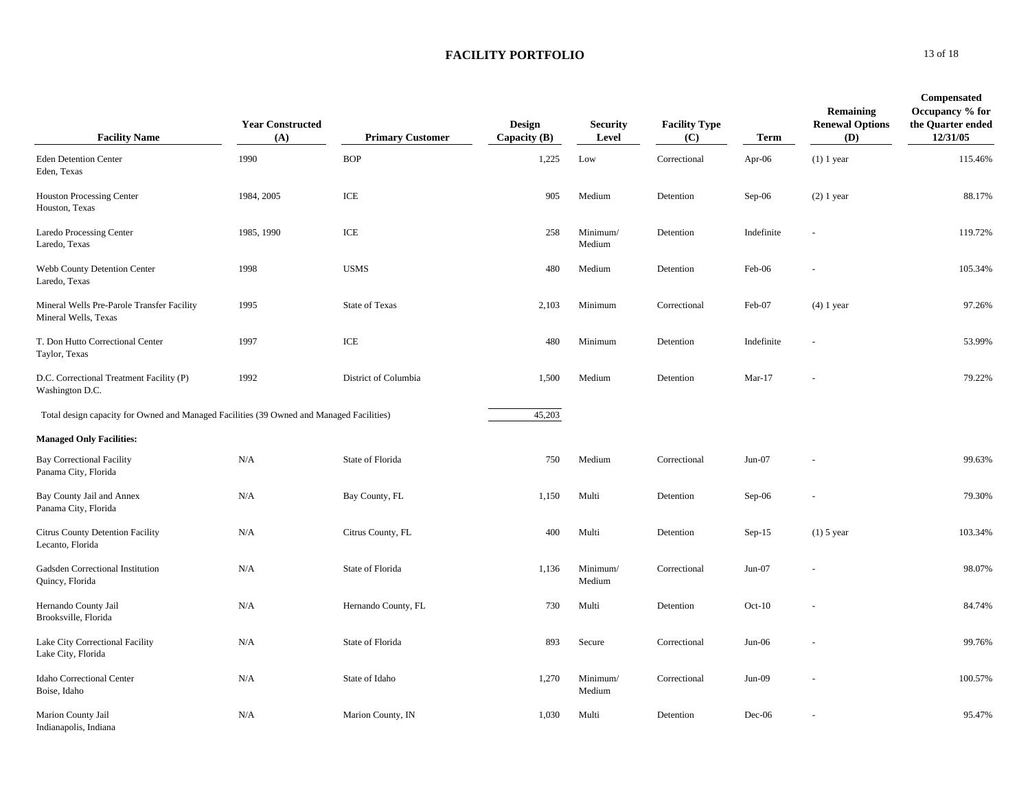# FACILITY PORTFOLIO

| Facility Name | Year Constructed (A) | Primary Customer | Design Capacity (B) | Security Level | Facility Type (C) | Term | Remaining Renewal Options (D) | Compensated Occupancy % for the Quarter ended 12/31/05 |
|---|---|---|---|---|---|---|---|---|
| Eden Detention Center<br>Eden, Texas | 1990 | BOP | 1,225 | Low | Correctional | Apr-06 | (1) 1 year | 115.46% |
| Houston Processing Center<br>Houston, Texas | 1984, 2005 | ICE | 905 | Medium | Detention | Sep-06 | (2) 1 year | 88.17% |
| Laredo Processing Center<br>Laredo, Texas | 1985, 1990 | ICE | 258 | Minimum/ Medium | Detention | Indefinite | - | 119.72% |
| Webb County Detention Center<br>Laredo, Texas | 1998 | USMS | 480 | Medium | Detention | Feb-06 | - | 105.34% |
| Mineral Wells Pre-Parole Transfer Facility<br>Mineral Wells, Texas | 1995 | State of Texas | 2,103 | Minimum | Correctional | Feb-07 | (4) 1 year | 97.26% |
| T. Don Hutto Correctional Center<br>Taylor, Texas | 1997 | ICE | 480 | Minimum | Detention | Indefinite | - | 53.99% |
| D.C. Correctional Treatment Facility (P)<br>Washington D.C. | 1992 | District of Columbia | 1,500 | Medium | Detention | Mar-17 | - | 79.22% |
| Total design capacity for Owned and Managed Facilities (39 Owned and Managed Facilities) | | | 45,203 | | | | | |
| **Managed Only Facilities:** | | | | | | | | |
| Bay Correctional Facility<br>Panama City, Florida | N/A | State of Florida | 750 | Medium | Correctional | Jun-07 | - | 99.63% |
| Bay County Jail and Annex<br>Panama City, Florida | N/A | Bay County, FL | 1,150 | Multi | Detention | Sep-06 | - | 79.30% |
| Citrus County Detention Facility<br>Lecanto, Florida | N/A | Citrus County, FL | 400 | Multi | Detention | Sep-15 | (1) 5 year | 103.34% |
| Gadsden Correctional Institution<br>Quincy, Florida | N/A | State of Florida | 1,136 | Minimum/ Medium | Correctional | Jun-07 | - | 98.07% |
| Hernando County Jail<br>Brooksville, Florida | N/A | Hernando County, FL | 730 | Multi | Detention | Oct-10 | - | 84.74% |
| Lake City Correctional Facility<br>Lake City, Florida | N/A | State of Florida | 893 | Secure | Correctional | Jun-06 | - | 99.76% |
| Idaho Correctional Center<br>Boise, Idaho | N/A | State of Idaho | 1,270 | Minimum/ Medium | Correctional | Jun-09 | - | 100.57% |
| Marion County Jail<br>Indianapolis, Indiana | N/A | Marion County, IN | 1,030 | Multi | Detention | Dec-06 | - | 95.47% |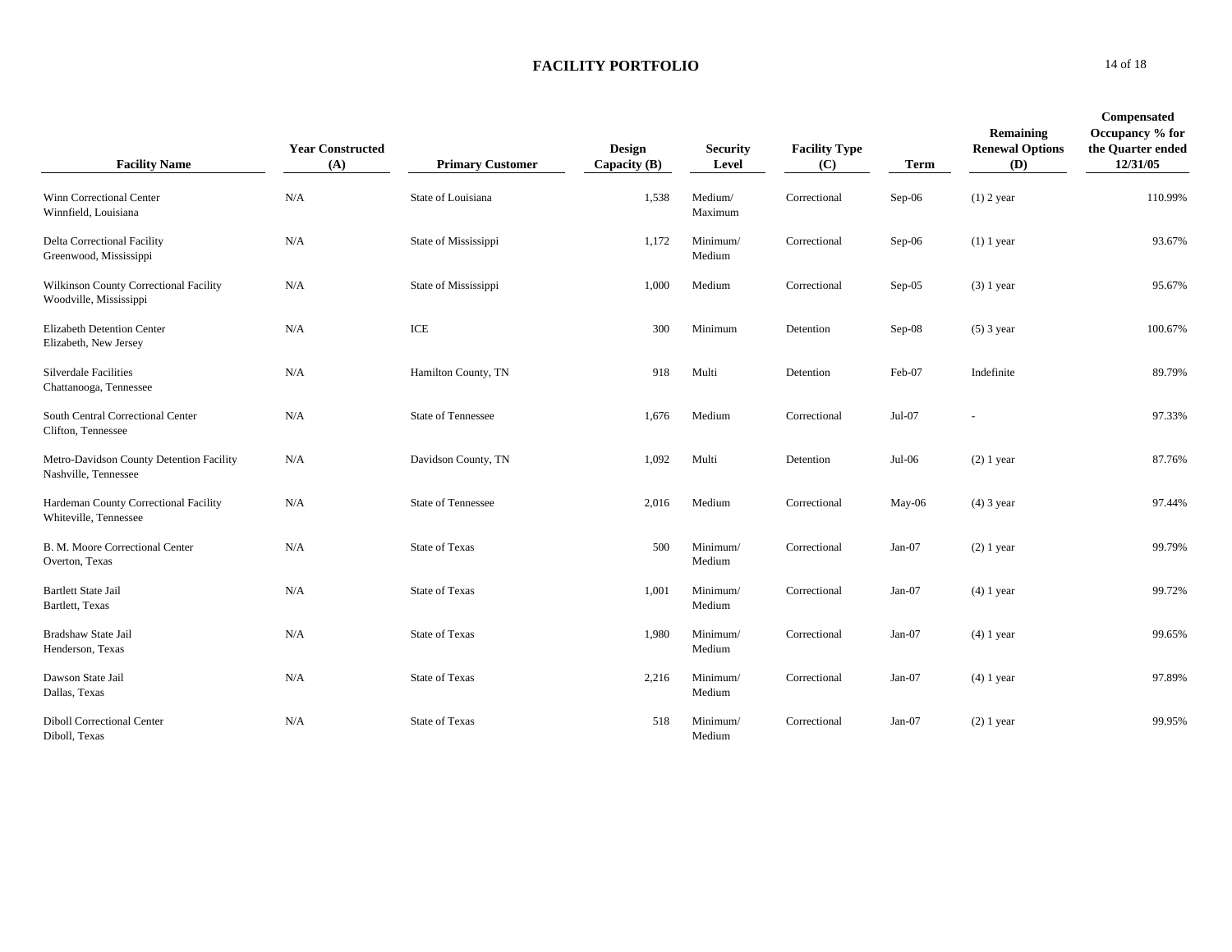# FACILITY PORTFOLIO

| Facility Name | Year Constructed (A) | Primary Customer | Design Capacity (B) | Security Level | Facility Type (C) | Term | Remaining Renewal Options (D) | Compensated Occupancy % for the Quarter ended 12/31/05 |
|---|---|---|---|---|---|---|---|---|
| Winn Correctional Center<br>Winnfield, Louisiana | N/A | State of Louisiana | 1,538 | Medium/ Maximum | Correctional | Sep-06 | (1) 2 year | 110.99% |
| Delta Correctional Facility<br>Greenwood, Mississippi | N/A | State of Mississippi | 1,172 | Minimum/ Medium | Correctional | Sep-06 | (1) 1 year | 93.67% |
| Wilkinson County Correctional Facility<br>Woodville, Mississippi | N/A | State of Mississippi | 1,000 | Medium | Correctional | Sep-05 | (3) 1 year | 95.67% |
| Elizabeth Detention Center<br>Elizabeth, New Jersey | N/A | ICE | 300 | Minimum | Detention | Sep-08 | (5) 3 year | 100.67% |
| Silverdale Facilities<br>Chattanooga, Tennessee | N/A | Hamilton County, TN | 918 | Multi | Detention | Feb-07 | Indefinite | 89.79% |
| South Central Correctional Center<br>Clifton, Tennessee | N/A | State of Tennessee | 1,676 | Medium | Correctional | Jul-07 | - | 97.33% |
| Metro-Davidson County Detention Facility<br>Nashville, Tennessee | N/A | Davidson County, TN | 1,092 | Multi | Detention | Jul-06 | (2) 1 year | 87.76% |
| Hardeman County Correctional Facility<br>Whiteville, Tennessee | N/A | State of Tennessee | 2,016 | Medium | Correctional | May-06 | (4) 3 year | 97.44% |
| B. M. Moore Correctional Center<br>Overton, Texas | N/A | State of Texas | 500 | Minimum/ Medium | Correctional | Jan-07 | (2) 1 year | 99.79% |
| Bartlett State Jail<br>Bartlett, Texas | N/A | State of Texas | 1,001 | Minimum/ Medium | Correctional | Jan-07 | (4) 1 year | 99.72% |
| Bradshaw State Jail<br>Henderson, Texas | N/A | State of Texas | 1,980 | Minimum/ Medium | Correctional | Jan-07 | (4) 1 year | 99.65% |
| Dawson State Jail<br>Dallas, Texas | N/A | State of Texas | 2,216 | Minimum/ Medium | Correctional | Jan-07 | (4) 1 year | 97.89% |
| Diboll Correctional Center<br>Diboll, Texas | N/A | State of Texas | 518 | Minimum/ Medium | Correctional | Jan-07 | (2) 1 year | 99.95% |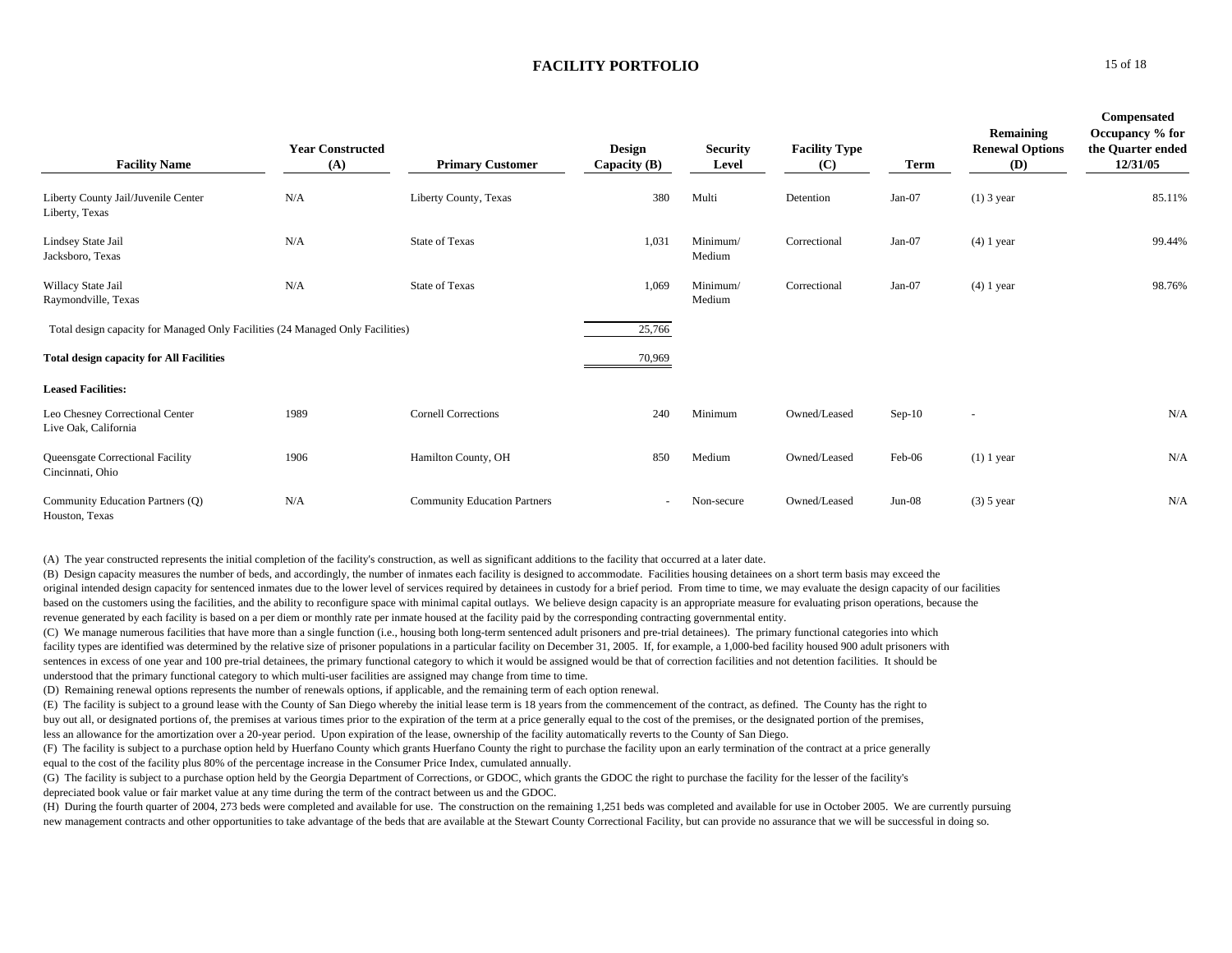# FACILITY PORTFOLIO

| Facility Name | Year Constructed (A) | Primary Customer | Design Capacity (B) | Security Level | Facility Type (C) | Term | Remaining Renewal Options (D) | Compensated Occupancy % for the Quarter ended 12/31/05 |
|---|---|---|---|---|---|---|---|---|
| Liberty County Jail/Juvenile Center<br>Liberty, Texas | N/A | Liberty County, Texas | 380 | Multi | Detention | Jan-07 | (1) 3 year | 85.11% |
| Lindsey State Jail<br>Jacksboro, Texas | N/A | State of Texas | 1,031 | Minimum/ Medium | Correctional | Jan-07 | (4) 1 year | 99.44% |
| Willacy State Jail<br>Raymondville, Texas | N/A | State of Texas | 1,069 | Minimum/ Medium | Correctional | Jan-07 | (4) 1 year | 98.76% |
| Total design capacity for Managed Only Facilities (24 Managed Only Facilities) | | | 25,766 | | | | | |
| **Total design capacity for All Facilities** | | | 70,969 | | | | | |
| **Leased Facilities:** | | | | | | | | |
| Leo Chesney Correctional Center<br>Live Oak, California | 1989 | Cornell Corrections | 240 | Minimum | Owned/Leased | Sep-10 | - | N/A |
| Queensgate Correctional Facility<br>Cincinnati, Ohio | 1906 | Hamilton County, OH | 850 | Medium | Owned/Leased | Feb-06 | (1) 1 year | N/A |
| Community Education Partners (Q)<br>Houston, Texas | N/A | Community Education Partners | - | Non-secure | Owned/Leased | Jun-08 | (3) 5 year | N/A |

(A) The year constructed represents the initial completion of the facility's construction, as well as significant additions to the facility that occurred at a later date.

(B) Design capacity measures the number of beds, and accordingly, the number of inmates each facility is designed to accommodate. Facilities housing detainees on a short term basis may exceed the original intended design capacity for sentenced inmates due to the lower level of services required by detainees in custody for a brief period. From time to time, we may evaluate the design capacity of our facilities based on the customers using the facilities, and the ability to reconfigure space with minimal capital outlays. We believe design capacity is an appropriate measure for evaluating prison operations, because the revenue generated by each facility is based on a per diem or monthly rate per inmate housed at the facility paid by the corresponding contracting governmental entity.

(C) We manage numerous facilities that have more than a single function (i.e., housing both long-term sentenced adult prisoners and pre-trial detainees). The primary functional categories into which facility types are identified was determined by the relative size of prisoner populations in a particular facility on December 31, 2005. If, for example, a 1,000-bed facility housed 900 adult prisoners with sentences in excess of one year and 100 pre-trial detainees, the primary functional category to which it would be assigned would be that of correction facilities and not detention facilities. It should be understood that the primary functional category to which multi-user facilities are assigned may change from time to time.

(D) Remaining renewal options represents the number of renewals options, if applicable, and the remaining term of each option renewal.

(E) The facility is subject to a ground lease with the County of San Diego whereby the initial lease term is 18 years from the commencement of the contract, as defined. The County has the right to buy out all, or designated portions of, the premises at various times prior to the expiration of the term at a price generally equal to the cost of the premises, or the designated portion of the premises, less an allowance for the amortization over a 20-year period. Upon expiration of the lease, ownership of the facility automatically reverts to the County of San Diego.

(F) The facility is subject to a purchase option held by Huerfano County which grants Huerfano County the right to purchase the facility upon an early termination of the contract at a price generally equal to the cost of the facility plus 80% of the percentage increase in the Consumer Price Index, cumulated annually.

(G) The facility is subject to a purchase option held by the Georgia Department of Corrections, or GDOC, which grants the GDOC the right to purchase the facility for the lesser of the facility's depreciated book value or fair market value at any time during the term of the contract between us and the GDOC.

(H) During the fourth quarter of 2004, 273 beds were completed and available for use. The construction on the remaining 1,251 beds was completed and available for use in October 2005. We are currently pursuing new management contracts and other opportunities to take advantage of the beds that are available at the Stewart County Correctional Facility, but can provide no assurance that we will be successful in doing so.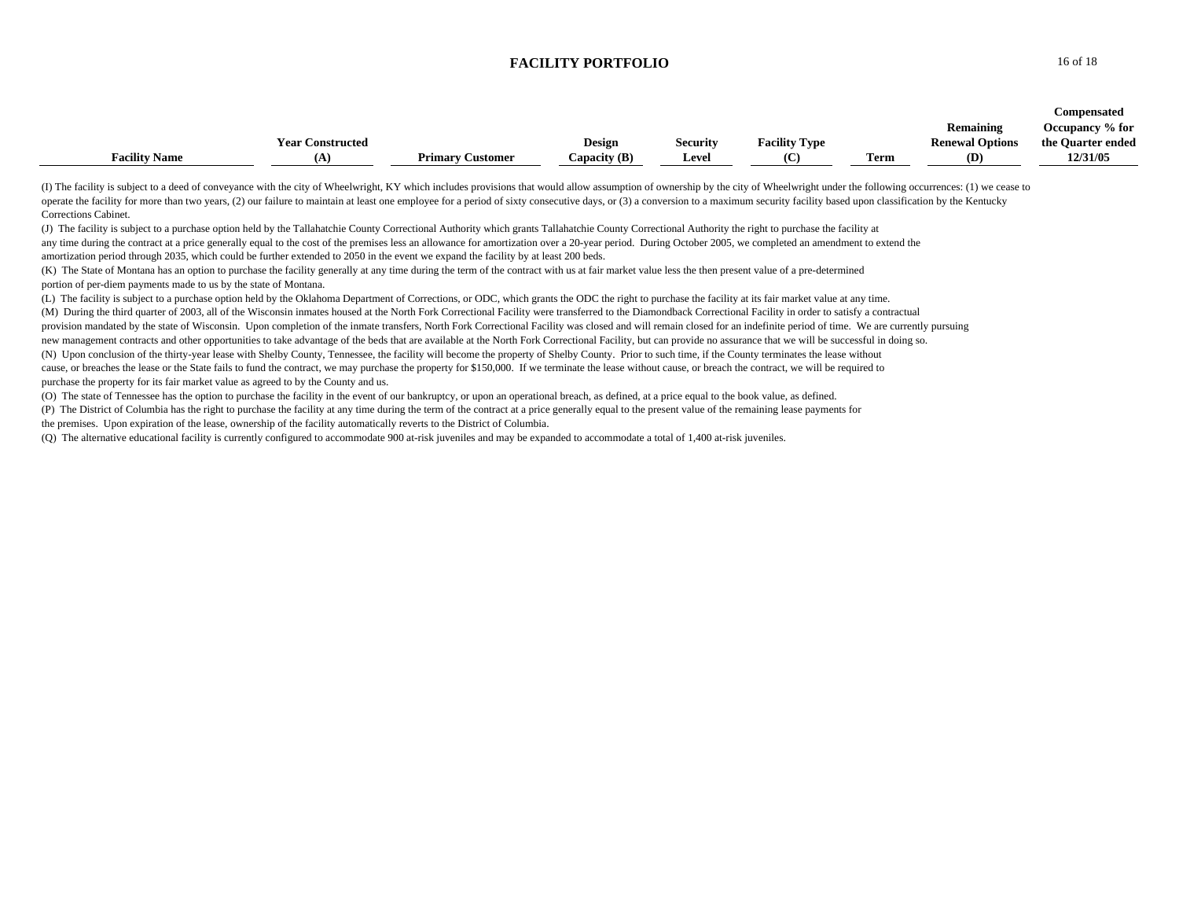## FACILITY PORTFOLIO

| Facility Name | Year Constructed (A) | Primary Customer | Design Capacity (B) | Security Level | Facility Type (C) | Term | Remaining Renewal Options (D) | Compensated Occupancy % for the Quarter ended 12/31/05 |
|---|---|---|---|---|---|---|---|---|

(I) The facility is subject to a deed of conveyance with the city of Wheelwright, KY which includes provisions that would allow assumption of ownership by the city of Wheelwright under the following occurrences: (1) we cease to operate the facility for more than two years, (2) our failure to maintain at least one employee for a period of sixty consecutive days, or (3) a conversion to a maximum security facility based upon classification by the Kentucky Corrections Cabinet.

(J) The facility is subject to a purchase option held by the Tallahatchie County Correctional Authority which grants Tallahatchie County Correctional Authority the right to purchase the facility at any time during the contract at a price generally equal to the cost of the premises less an allowance for amortization over a 20-year period. During October 2005, we completed an amendment to extend the amortization period through 2035, which could be further extended to 2050 in the event we expand the facility by at least 200 beds.

(K) The State of Montana has an option to purchase the facility generally at any time during the term of the contract with us at fair market value less the then present value of a pre-determined portion of per-diem payments made to us by the state of Montana.

(L) The facility is subject to a purchase option held by the Oklahoma Department of Corrections, or ODC, which grants the ODC the right to purchase the facility at its fair market value at any time.

(M) During the third quarter of 2003, all of the Wisconsin inmates housed at the North Fork Correctional Facility were transferred to the Diamondback Correctional Facility in order to satisfy a contractual provision mandated by the state of Wisconsin. Upon completion of the inmate transfers, North Fork Correctional Facility was closed and will remain closed for an indefinite period of time. We are currently pursuing new management contracts and other opportunities to take advantage of the beds that are available at the North Fork Correctional Facility, but can provide no assurance that we will be successful in doing so.

(N) Upon conclusion of the thirty-year lease with Shelby County, Tennessee, the facility will become the property of Shelby County. Prior to such time, if the County terminates the lease without cause, or breaches the lease or the State fails to fund the contract, we may purchase the property for $150,000. If we terminate the lease without cause, or breach the contract, we will be required to purchase the property for its fair market value as agreed to by the County and us.

(O) The state of Tennessee has the option to purchase the facility in the event of our bankruptcy, or upon an operational breach, as defined, at a price equal to the book value, as defined.

(P) The District of Columbia has the right to purchase the facility at any time during the term of the contract at a price generally equal to the present value of the remaining lease payments for the premises. Upon expiration of the lease, ownership of the facility automatically reverts to the District of Columbia.

(Q) The alternative educational facility is currently configured to accommodate 900 at-risk juveniles and may be expanded to accommodate a total of 1,400 at-risk juveniles.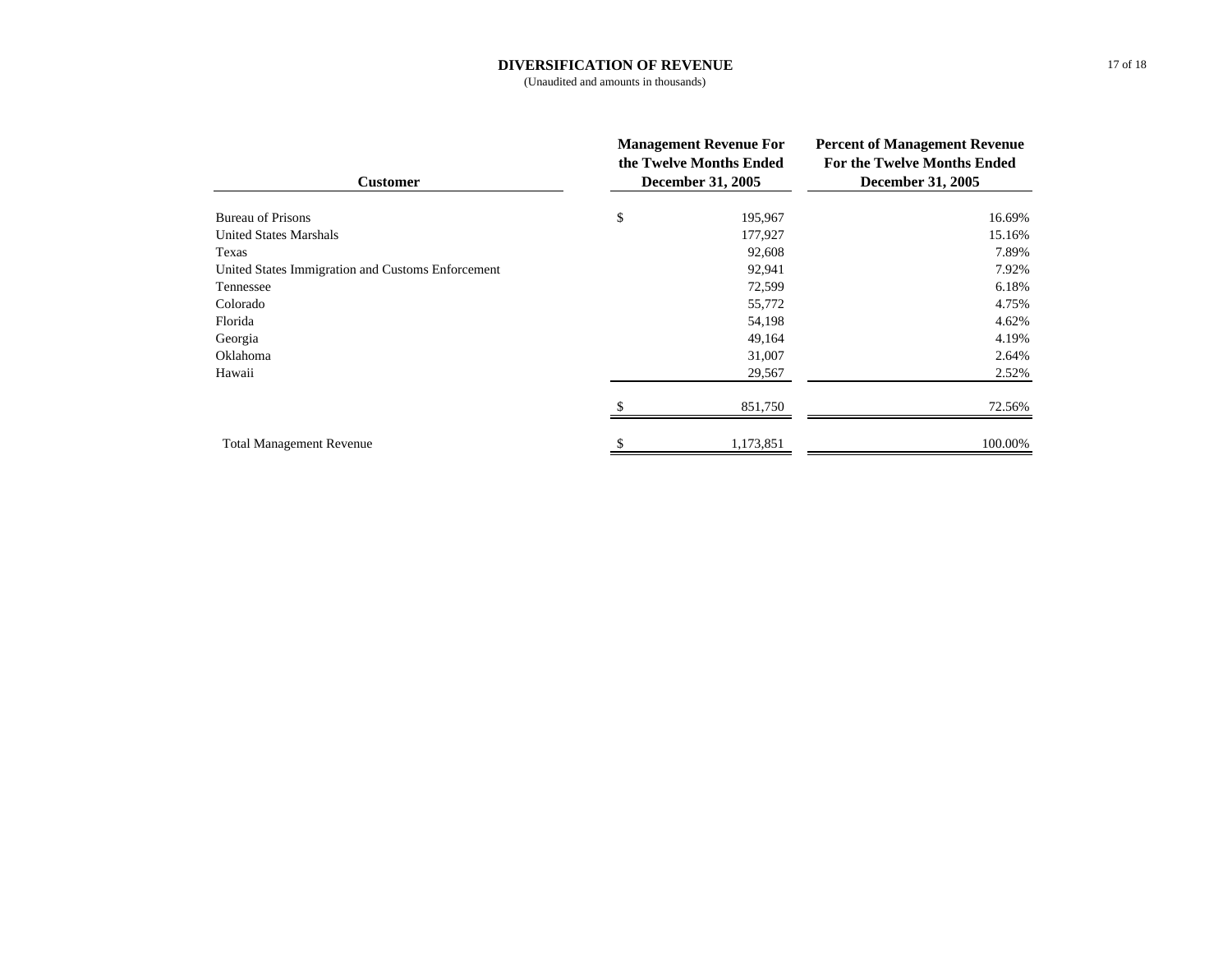# DIVERSIFICATION OF REVENUE

(Unaudited and amounts in thousands)

| Customer | Management Revenue For the Twelve Months Ended December 31, 2005 | Percent of Management Revenue For the Twelve Months Ended December 31, 2005 |
|---|---|---|
| Bureau of Prisons | $ 195,967 | 16.69% |
| United States Marshals | 177,927 | 15.16% |
| Texas | 92,608 | 7.89% |
| United States Immigration and Customs Enforcement | 92,941 | 7.92% |
| Tennessee | 72,599 | 6.18% |
| Colorado | 55,772 | 4.75% |
| Florida | 54,198 | 4.62% |
| Georgia | 49,164 | 4.19% |
| Oklahoma | 31,007 | 2.64% |
| Hawaii | 29,567 | 2.52% |
| | $ 851,750 | 72.56% |
| Total Management Revenue | $ 1,173,851 | 100.00% |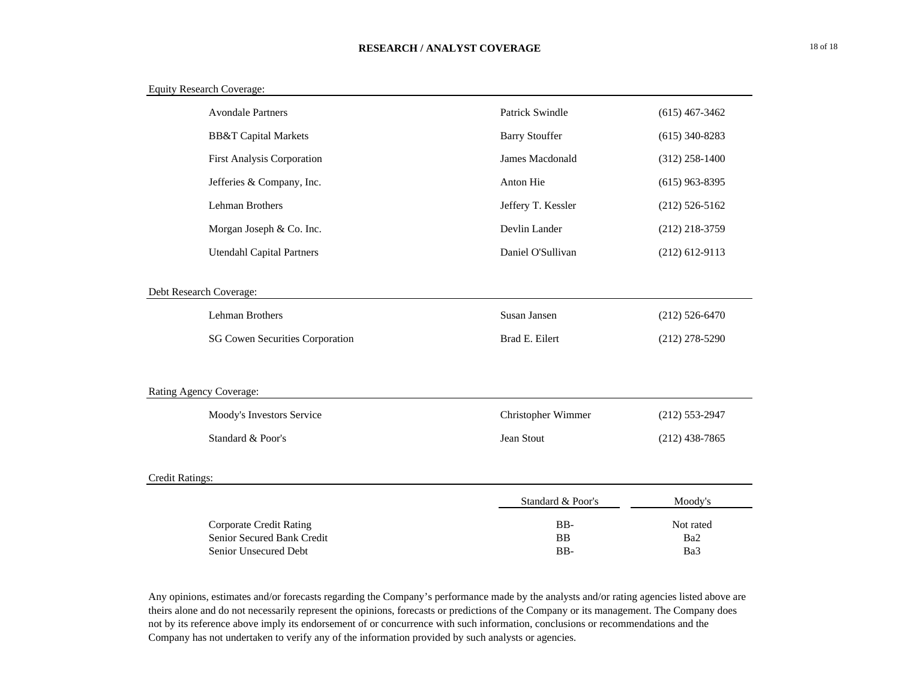## RESEARCH / ANALYST COVERAGE

**Equity Research Coverage:**

| | | |
|---|---|---|
| Avondale Partners | Patrick Swindle | (615) 467-3462 |
| BB&T Capital Markets | Barry Stouffer | (615) 340-8283 |
| First Analysis Corporation | James Macdonald | (312) 258-1400 |
| Jefferies & Company, Inc. | Anton Hie | (615) 963-8395 |
| Lehman Brothers | Jeffery T. Kessler | (212) 526-5162 |
| Morgan Joseph & Co. Inc. | Devlin Lander | (212) 218-3759 |
| Utendahl Capital Partners | Daniel O'Sullivan | (212) 612-9113 |

**Debt Research Coverage:**

| | | |
|---|---|---|
| Lehman Brothers | Susan Jansen | (212) 526-6470 |
| SG Cowen Securities Corporation | Brad E. Eilert | (212) 278-5290 |

**Rating Agency Coverage:**

| | | |
|---|---|---|
| Moody's Investors Service | Christopher Wimmer | (212) 553-2947 |
| Standard & Poor's | Jean Stout | (212) 438-7865 |

**Credit Ratings:**

| | Standard & Poor's | Moody's |
|---|---|---|
| Corporate Credit Rating | BB- | Not rated |
| Senior Secured Bank Credit | BB | Ba2 |
| Senior Unsecured Debt | BB- | Ba3 |

Any opinions, estimates and/or forecasts regarding the Company's performance made by the analysts and/or rating agencies listed above are theirs alone and do not necessarily represent the opinions, forecasts or predictions of the Company or its management. The Company does not by its reference above imply its endorsement of or concurrence with such information, conclusions or recommendations and the Company has not undertaken to verify any of the information provided by such analysts or agencies.